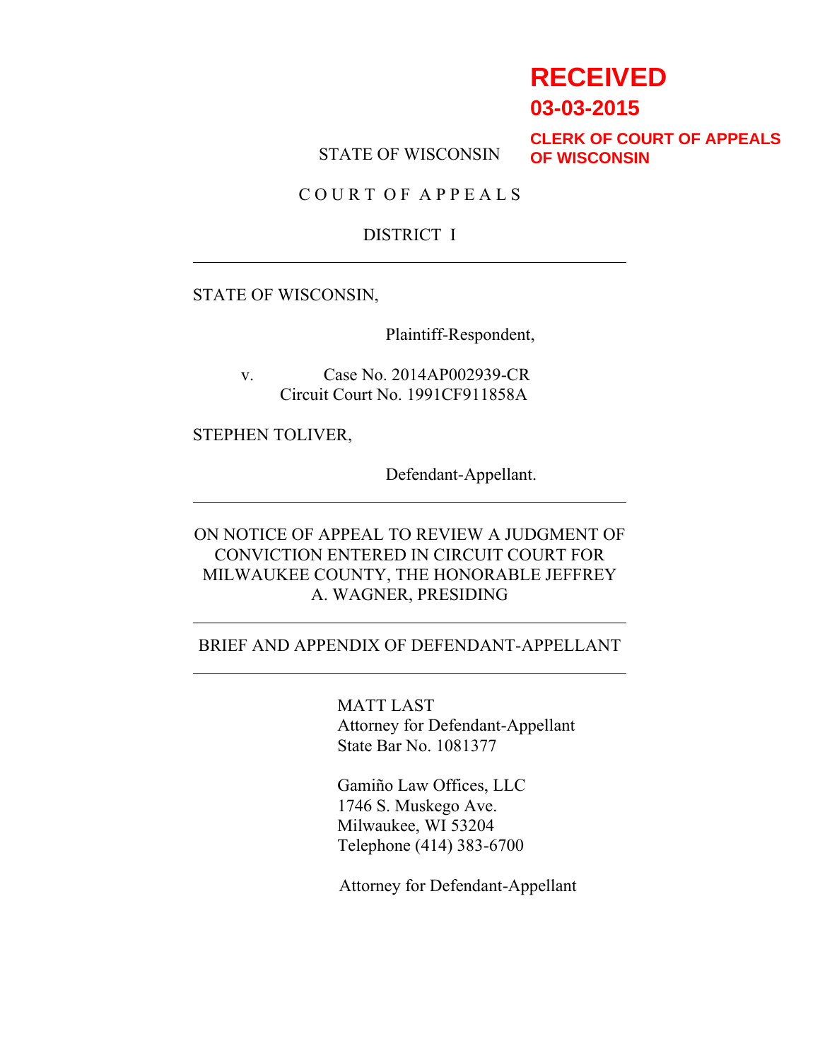**RECEIVED**
**03-03-2015**
**CLERK OF COURT OF APPEALS OF WISCONSIN**

STATE OF WISCONSIN

C O U R T O F A P P E A L S

DISTRICT I

---

STATE OF WISCONSIN,

Plaintiff-Respondent,

v. Case No. 2014AP002939-CR
Circuit Court No. 1991CF911858A

STEPHEN TOLIVER,

Defendant-Appellant.

---

ON NOTICE OF APPEAL TO REVIEW A JUDGMENT OF CONVICTION ENTERED IN CIRCUIT COURT FOR MILWAUKEE COUNTY, THE HONORABLE JEFFREY A. WAGNER, PRESIDING

---

BRIEF AND APPENDIX OF DEFENDANT-APPELLANT

---

MATT LAST
Attorney for Defendant-Appellant
State Bar No. 1081377

Gamiño Law Offices, LLC
1746 S. Muskego Ave.
Milwaukee, WI 53204
Telephone (414) 383-6700

Attorney for Defendant-Appellant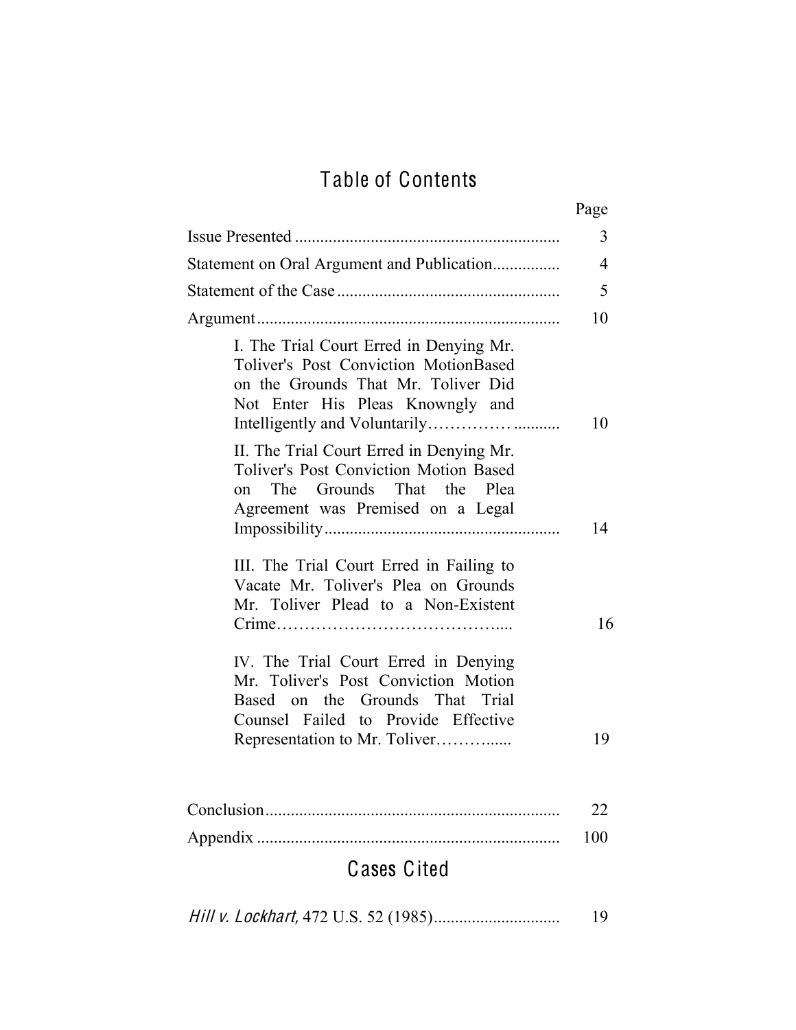# Table of Contents

| | Page |
|---|---|
| Issue Presented | 3 |
| Statement on Oral Argument and Publication | 4 |
| Statement of the Case | 5 |
| Argument | 10 |
| I. The Trial Court Erred in Denying Mr. Toliver's Post Conviction MotionBased on the Grounds That Mr. Toliver Did Not Enter His Pleas Knowngly and Intelligently and Voluntarily | 10 |
| II. The Trial Court Erred in Denying Mr. Toliver's Post Conviction Motion Based on The Grounds That the Plea Agreement was Premised on a Legal Impossibility | 14 |
| III. The Trial Court Erred in Failing to Vacate Mr. Toliver's Plea on Grounds Mr. Toliver Plead to a Non-Existent Crime | 16 |
| IV. The Trial Court Erred in Denying Mr. Toliver's Post Conviction Motion Based on the Grounds That Trial Counsel Failed to Provide Effective Representation to Mr. Toliver | 19 |
| Conclusion | 22 |
| Appendix | 100 |

# Cases Cited

| | |
|---|---|
| *Hill v. Lockhart,* 472 U.S. 52 (1985) | 19 |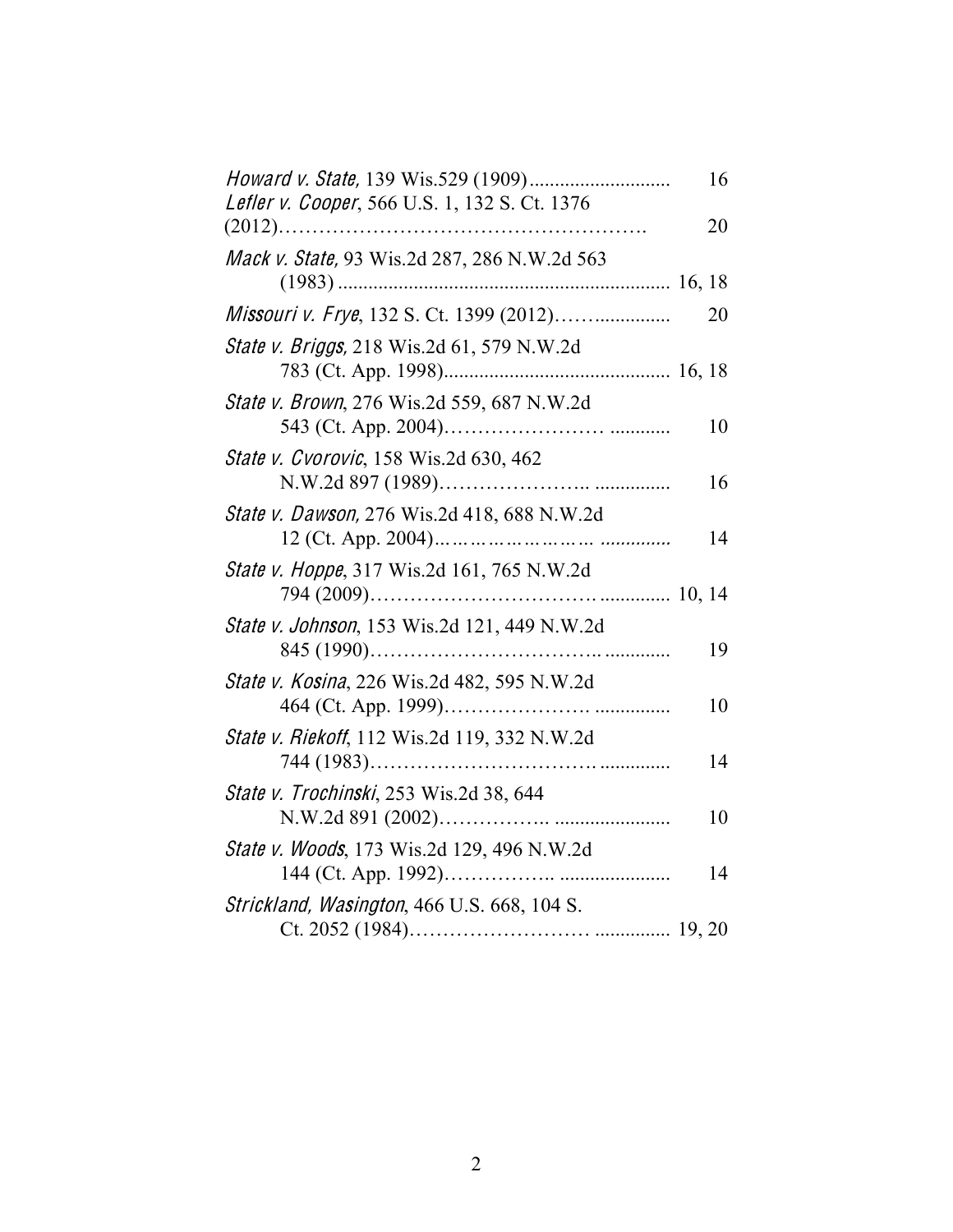*Howard v. State,* 139 Wis.529 (1909)............................ 16

*Lefler v. Cooper*, 566 U.S. 1, 132 S. Ct. 1376 (2012)………………………………………………. 20

*Mack v. State,* 93 Wis.2d 287, 286 N.W.2d 563 (1983) .................................................................. 16, 18

*Missouri v. Frye*, 132 S. Ct. 1399 (2012)……............... 20

*State v. Briggs,* 218 Wis.2d 61, 579 N.W.2d 783 (Ct. App. 1998)............................................. 16, 18

*State v. Brown*, 276 Wis.2d 559, 687 N.W.2d 543 (Ct. App. 2004)…………………… ............ 10

*State v. Cvorovic*, 158 Wis.2d 630, 462 N.W.2d 897 (1989)………………….. ............... 16

*State v. Dawson,* 276 Wis.2d 418, 688 N.W.2d 12 (Ct. App. 2004)…………………… ............. 14

*State v. Hoppe*, 317 Wis.2d 161, 765 N.W.2d 794 (2009)…………………………............. 10, 14

*State v. Johnson*, 153 Wis.2d 121, 449 N.W.2d 845 (1990)………………………….. ............ 19

*State v. Kosina*, 226 Wis.2d 482, 595 N.W.2d 464 (Ct. App. 1999)…………………. ............... 10

*State v. Riekoff*, 112 Wis.2d 119, 332 N.W.2d 744 (1983)………………………….............. 14

*State v. Trochinski*, 253 Wis.2d 38, 644 N.W.2d 891 (2002)…………….. ....................... 10

*State v. Woods*, 173 Wis.2d 129, 496 N.W.2d 144 (Ct. App. 1992)…………….. ...................... 14

*Strickland, Wasington*, 466 U.S. 668, 104 S. Ct. 2052 (1984)…………………… ............... 19, 20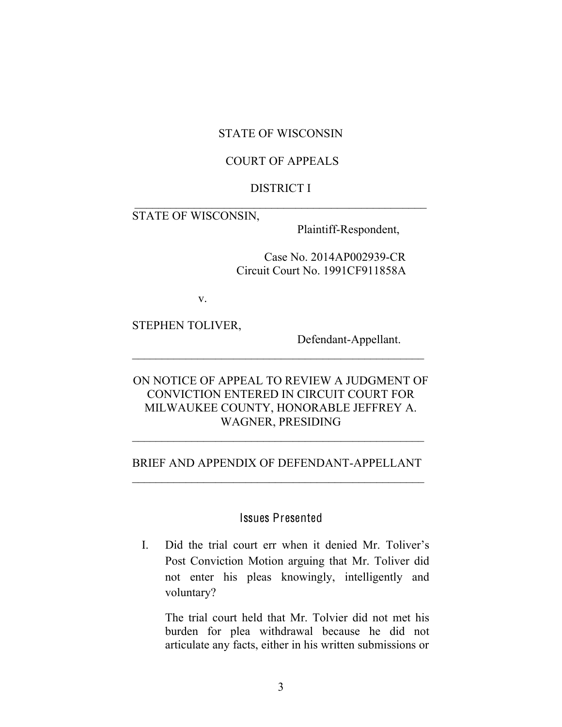STATE OF WISCONSIN

COURT OF APPEALS

DISTRICT I

---

STATE OF WISCONSIN,

Plaintiff-Respondent,

Case No. 2014AP002939-CR
Circuit Court No. 1991CF911858A

v.

STEPHEN TOLIVER,

Defendant-Appellant.

---

ON NOTICE OF APPEAL TO REVIEW A JUDGMENT OF CONVICTION ENTERED IN CIRCUIT COURT FOR MILWAUKEE COUNTY, HONORABLE JEFFREY A. WAGNER, PRESIDING

---

BRIEF AND APPENDIX OF DEFENDANT-APPELLANT

---

## Issues Presented

I. Did the trial court err when it denied Mr. Toliver's Post Conviction Motion arguing that Mr. Toliver did not enter his pleas knowingly, intelligently and voluntary?

The trial court held that Mr. Tolvier did not met his burden for plea withdrawal because he did not articulate any facts, either in his written submissions or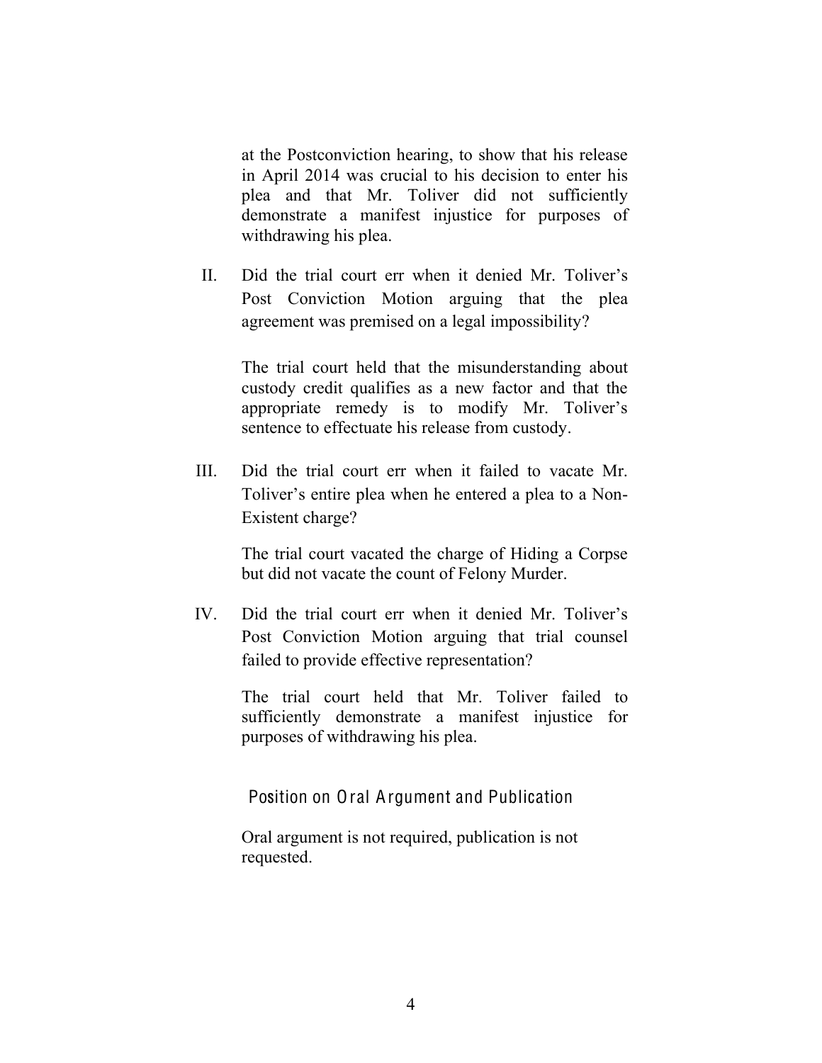at the Postconviction hearing, to show that his release in April 2014 was crucial to his decision to enter his plea and that Mr. Toliver did not sufficiently demonstrate a manifest injustice for purposes of withdrawing his plea.

II. Did the trial court err when it denied Mr. Toliver's Post Conviction Motion arguing that the plea agreement was premised on a legal impossibility?

   The trial court held that the misunderstanding about custody credit qualifies as a new factor and that the appropriate remedy is to modify Mr. Toliver's sentence to effectuate his release from custody.

III. Did the trial court err when it failed to vacate Mr. Toliver's entire plea when he entered a plea to a Non-Existent charge?

   The trial court vacated the charge of Hiding a Corpse but did not vacate the count of Felony Murder.

IV. Did the trial court err when it denied Mr. Toliver's Post Conviction Motion arguing that trial counsel failed to provide effective representation?

   The trial court held that Mr. Toliver failed to sufficiently demonstrate a manifest injustice for purposes of withdrawing his plea.

## Position on Oral Argument and Publication

Oral argument is not required, publication is not requested.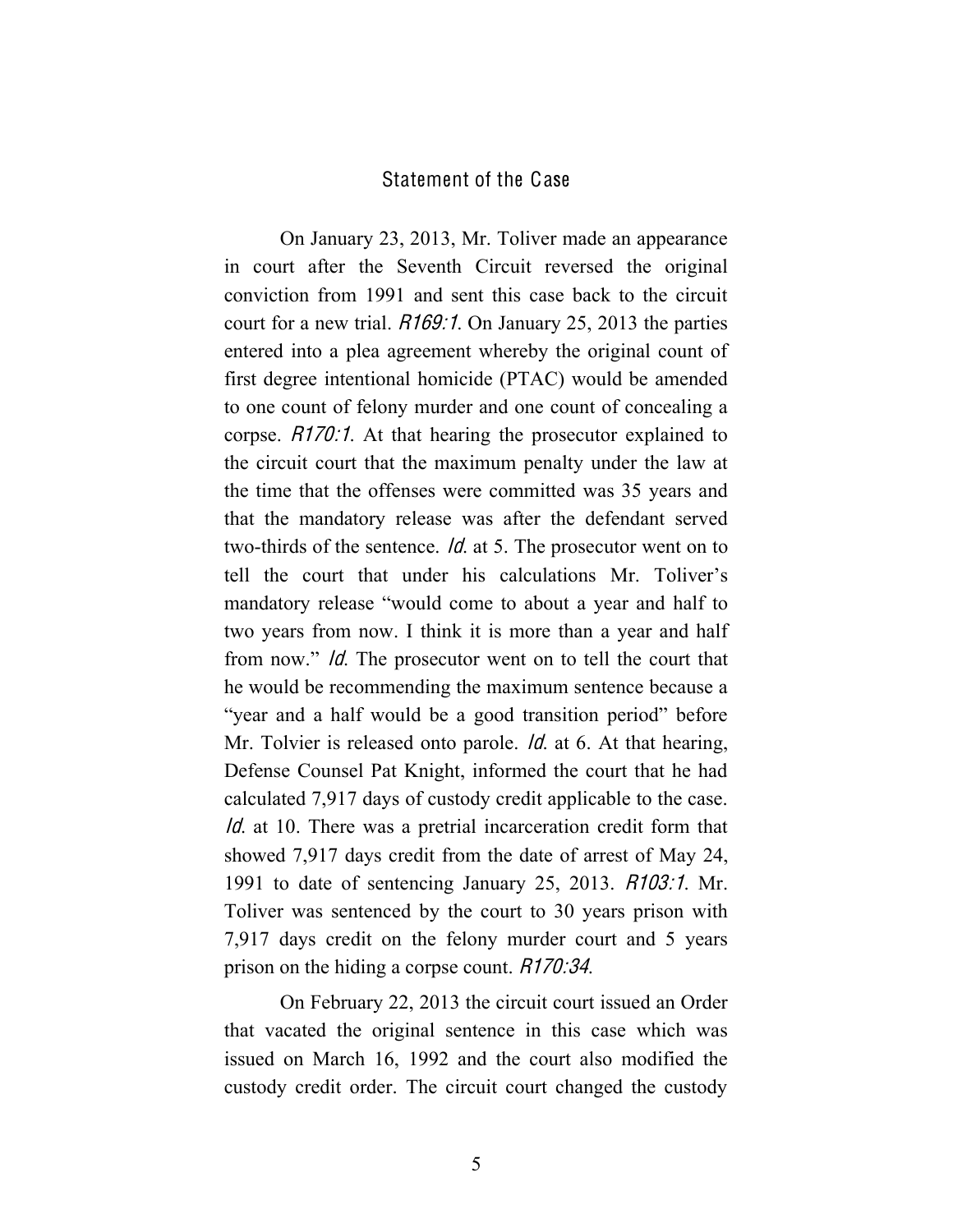## Statement of the Case

On January 23, 2013, Mr. Toliver made an appearance in court after the Seventh Circuit reversed the original conviction from 1991 and sent this case back to the circuit court for a new trial. *R169:1*. On January 25, 2013 the parties entered into a plea agreement whereby the original count of first degree intentional homicide (PTAC) would be amended to one count of felony murder and one count of concealing a corpse. *R170:1*. At that hearing the prosecutor explained to the circuit court that the maximum penalty under the law at the time that the offenses were committed was 35 years and that the mandatory release was after the defendant served two-thirds of the sentence. *Id.* at 5. The prosecutor went on to tell the court that under his calculations Mr. Toliver's mandatory release "would come to about a year and half to two years from now. I think it is more than a year and half from now." *Id.* The prosecutor went on to tell the court that he would be recommending the maximum sentence because a "year and a half would be a good transition period" before Mr. Tolvier is released onto parole. *Id.* at 6. At that hearing, Defense Counsel Pat Knight, informed the court that he had calculated 7,917 days of custody credit applicable to the case. *Id.* at 10. There was a pretrial incarceration credit form that showed 7,917 days credit from the date of arrest of May 24, 1991 to date of sentencing January 25, 2013. *R103:1*. Mr. Toliver was sentenced by the court to 30 years prison with 7,917 days credit on the felony murder court and 5 years prison on the hiding a corpse count. *R170:34*.

On February 22, 2013 the circuit court issued an Order that vacated the original sentence in this case which was issued on March 16, 1992 and the court also modified the custody credit order. The circuit court changed the custody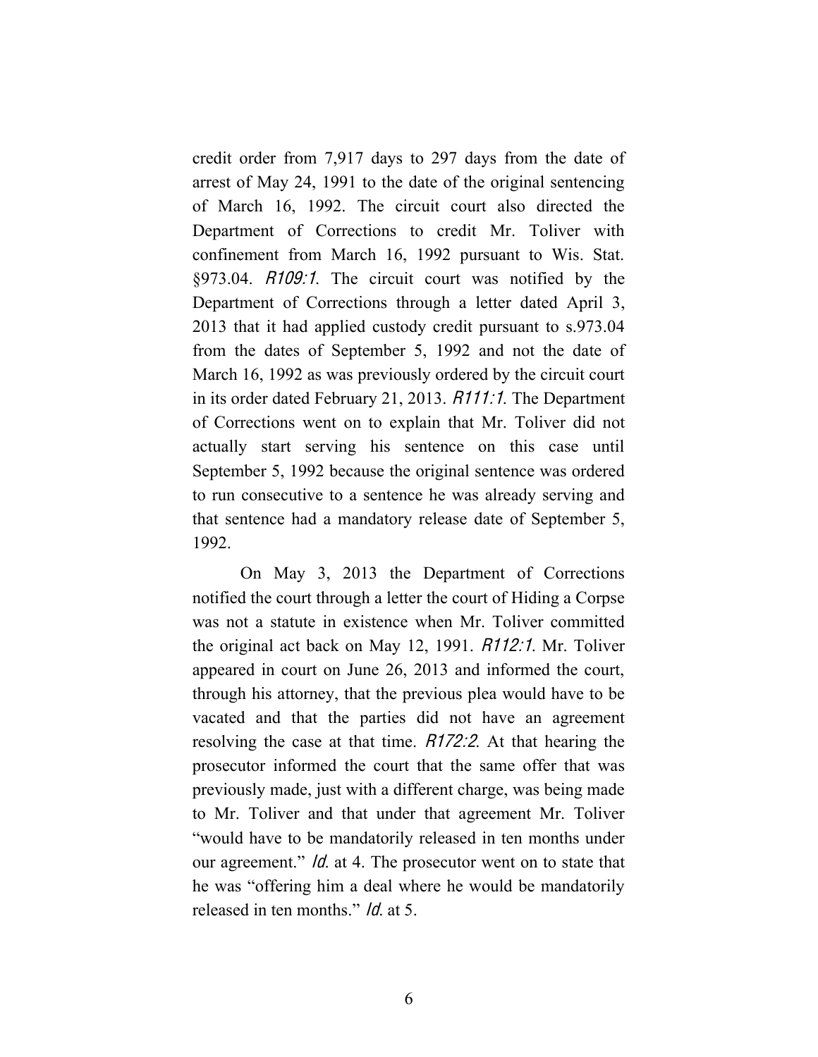credit order from 7,917 days to 297 days from the date of arrest of May 24, 1991 to the date of the original sentencing of March 16, 1992. The circuit court also directed the Department of Corrections to credit Mr. Toliver with confinement from March 16, 1992 pursuant to Wis. Stat. §973.04. *R109:1*. The circuit court was notified by the Department of Corrections through a letter dated April 3, 2013 that it had applied custody credit pursuant to s.973.04 from the dates of September 5, 1992 and not the date of March 16, 1992 as was previously ordered by the circuit court in its order dated February 21, 2013. *R111:1*. The Department of Corrections went on to explain that Mr. Toliver did not actually start serving his sentence on this case until September 5, 1992 because the original sentence was ordered to run consecutive to a sentence he was already serving and that sentence had a mandatory release date of September 5, 1992.

On May 3, 2013 the Department of Corrections notified the court through a letter the court of Hiding a Corpse was not a statute in existence when Mr. Toliver committed the original act back on May 12, 1991. *R112:1*. Mr. Toliver appeared in court on June 26, 2013 and informed the court, through his attorney, that the previous plea would have to be vacated and that the parties did not have an agreement resolving the case at that time. *R172:2*. At that hearing the prosecutor informed the court that the same offer that was previously made, just with a different charge, was being made to Mr. Toliver and that under that agreement Mr. Toliver "would have to be mandatorily released in ten months under our agreement." *Id.* at 4. The prosecutor went on to state that he was "offering him a deal where he would be mandatorily released in ten months." *Id.* at 5.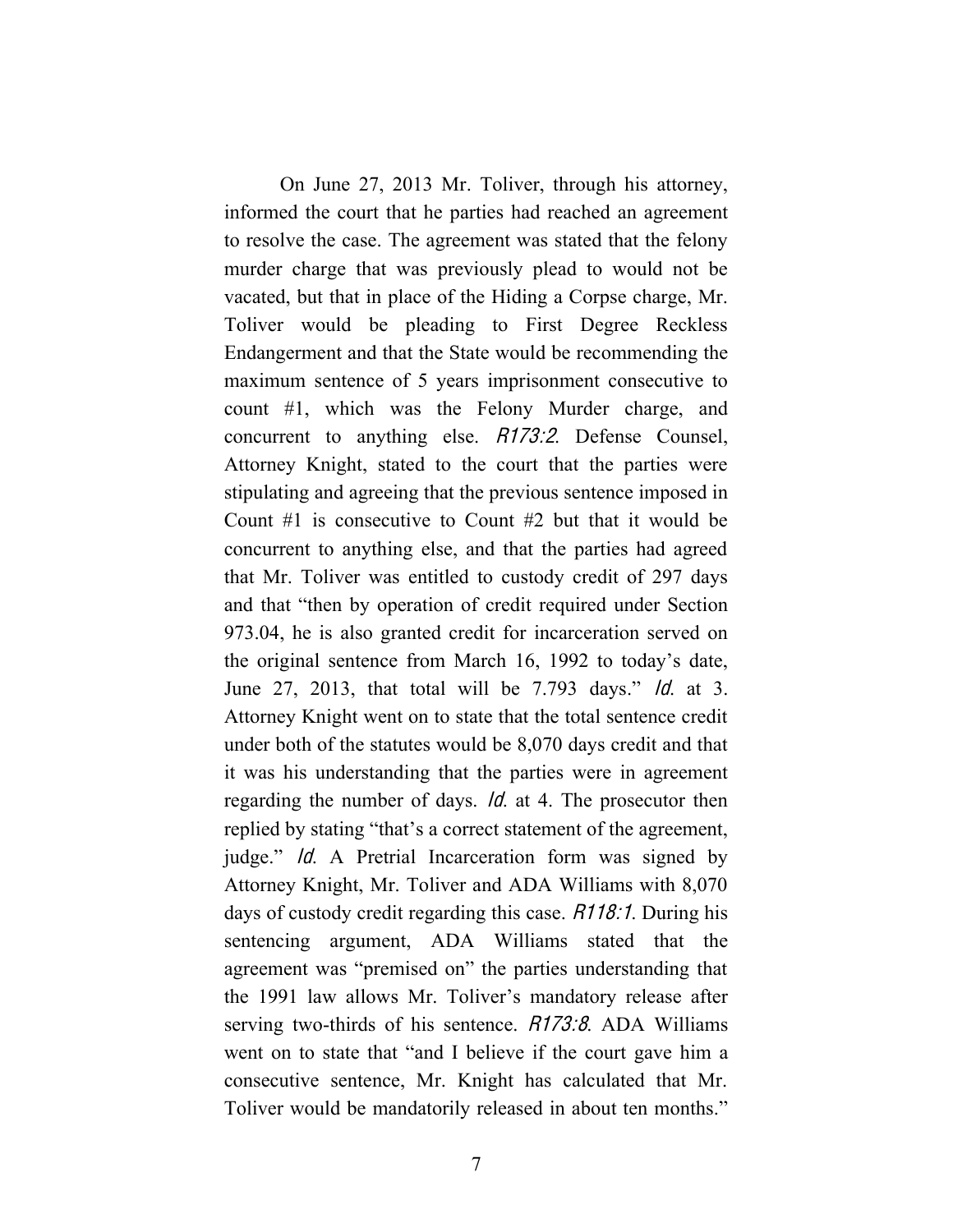On June 27, 2013 Mr. Toliver, through his attorney, informed the court that he parties had reached an agreement to resolve the case. The agreement was stated that the felony murder charge that was previously plead to would not be vacated, but that in place of the Hiding a Corpse charge, Mr. Toliver would be pleading to First Degree Reckless Endangerment and that the State would be recommending the maximum sentence of 5 years imprisonment consecutive to count #1, which was the Felony Murder charge, and concurrent to anything else. *R173:2*. Defense Counsel, Attorney Knight, stated to the court that the parties were stipulating and agreeing that the previous sentence imposed in Count #1 is consecutive to Count #2 but that it would be concurrent to anything else, and that the parties had agreed that Mr. Toliver was entitled to custody credit of 297 days and that "then by operation of credit required under Section 973.04, he is also granted credit for incarceration served on the original sentence from March 16, 1992 to today's date, June 27, 2013, that total will be 7.793 days." *Id.* at 3. Attorney Knight went on to state that the total sentence credit under both of the statutes would be 8,070 days credit and that it was his understanding that the parties were in agreement regarding the number of days. *Id.* at 4. The prosecutor then replied by stating "that's a correct statement of the agreement, judge." *Id.* A Pretrial Incarceration form was signed by Attorney Knight, Mr. Toliver and ADA Williams with 8,070 days of custody credit regarding this case. *R118:1*. During his sentencing argument, ADA Williams stated that the agreement was "premised on" the parties understanding that the 1991 law allows Mr. Toliver's mandatory release after serving two-thirds of his sentence. *R173:8*. ADA Williams went on to state that "and I believe if the court gave him a consecutive sentence, Mr. Knight has calculated that Mr. Toliver would be mandatorily released in about ten months."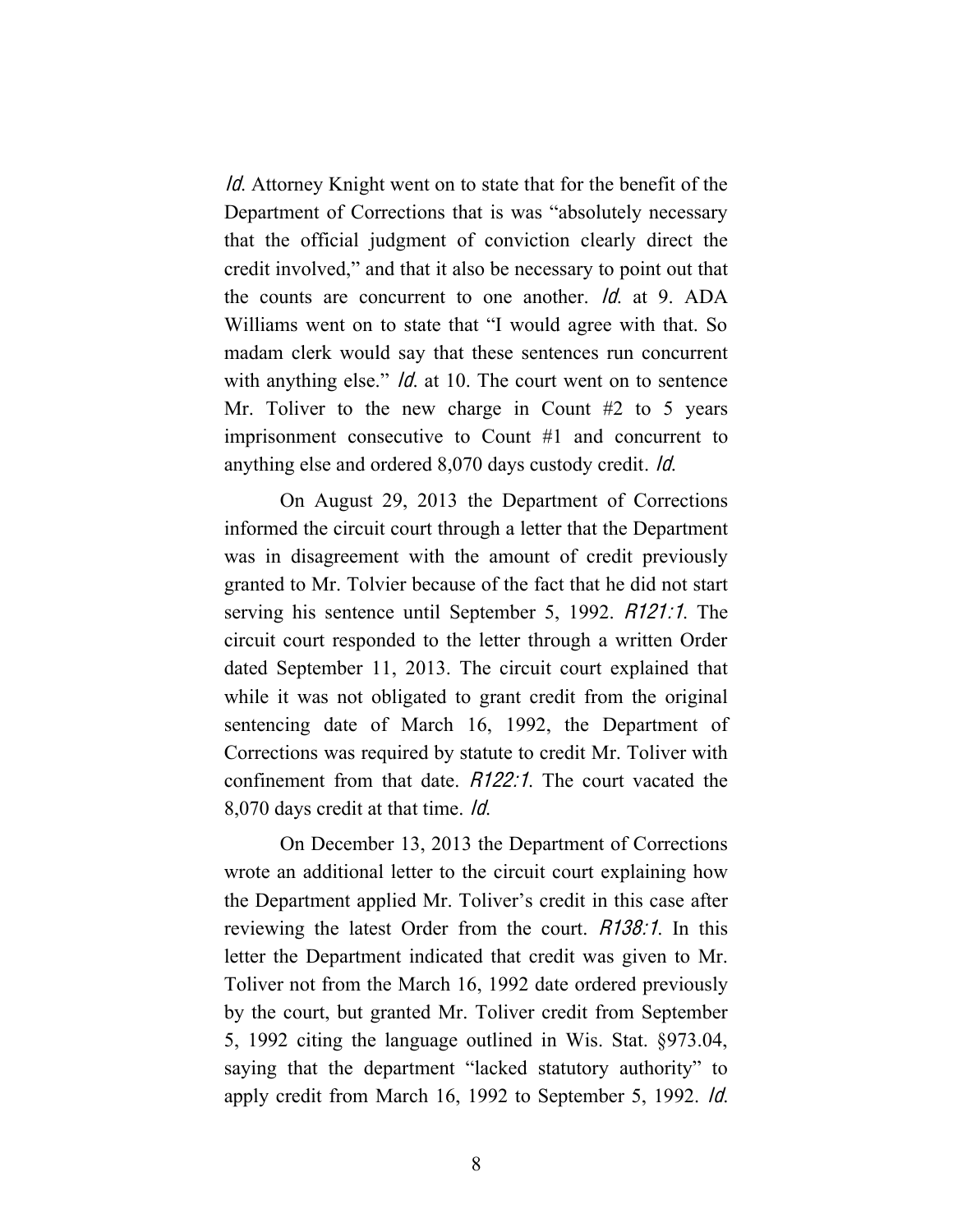*Id.* Attorney Knight went on to state that for the benefit of the Department of Corrections that is was "absolutely necessary that the official judgment of conviction clearly direct the credit involved," and that it also be necessary to point out that the counts are concurrent to one another. *Id.* at 9. ADA Williams went on to state that "I would agree with that. So madam clerk would say that these sentences run concurrent with anything else." *Id.* at 10. The court went on to sentence Mr. Toliver to the new charge in Count #2 to 5 years imprisonment consecutive to Count #1 and concurrent to anything else and ordered 8,070 days custody credit. *Id.*

On August 29, 2013 the Department of Corrections informed the circuit court through a letter that the Department was in disagreement with the amount of credit previously granted to Mr. Tolvier because of the fact that he did not start serving his sentence until September 5, 1992. *R121:1*. The circuit court responded to the letter through a written Order dated September 11, 2013. The circuit court explained that while it was not obligated to grant credit from the original sentencing date of March 16, 1992, the Department of Corrections was required by statute to credit Mr. Toliver with confinement from that date. *R122:1*. The court vacated the 8,070 days credit at that time. *Id.*

On December 13, 2013 the Department of Corrections wrote an additional letter to the circuit court explaining how the Department applied Mr. Toliver's credit in this case after reviewing the latest Order from the court. *R138:1*. In this letter the Department indicated that credit was given to Mr. Toliver not from the March 16, 1992 date ordered previously by the court, but granted Mr. Toliver credit from September 5, 1992 citing the language outlined in Wis. Stat. §973.04, saying that the department "lacked statutory authority" to apply credit from March 16, 1992 to September 5, 1992. *Id.*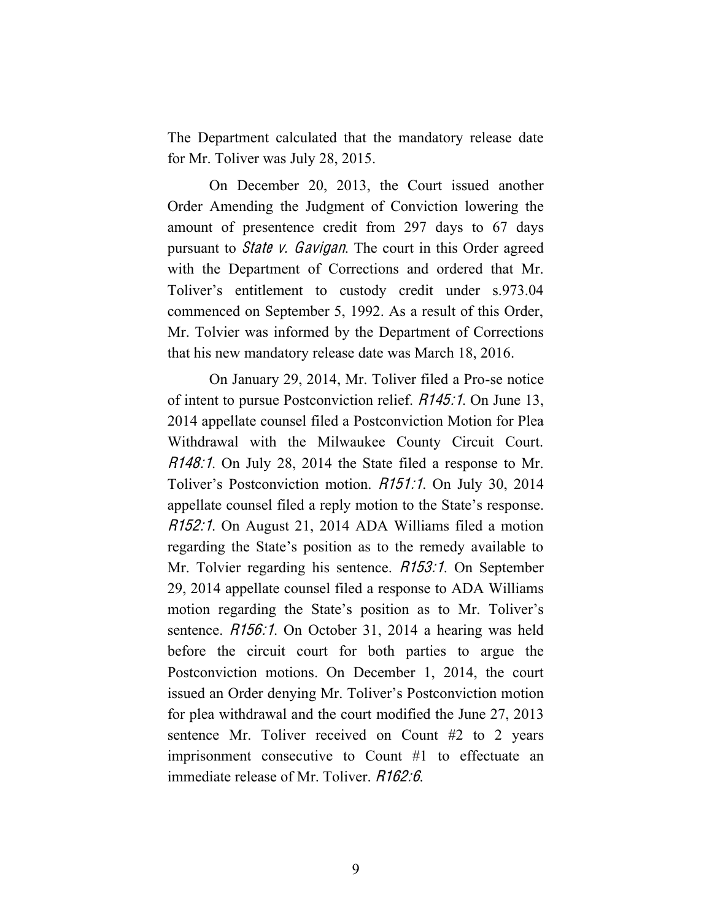The Department calculated that the mandatory release date for Mr. Toliver was July 28, 2015.

On December 20, 2013, the Court issued another Order Amending the Judgment of Conviction lowering the amount of presentence credit from 297 days to 67 days pursuant to *State v. Gavigan*. The court in this Order agreed with the Department of Corrections and ordered that Mr. Toliver's entitlement to custody credit under s.973.04 commenced on September 5, 1992. As a result of this Order, Mr. Tolvier was informed by the Department of Corrections that his new mandatory release date was March 18, 2016.

On January 29, 2014, Mr. Toliver filed a Pro-se notice of intent to pursue Postconviction relief. *R145:1*. On June 13, 2014 appellate counsel filed a Postconviction Motion for Plea Withdrawal with the Milwaukee County Circuit Court. *R148:1*. On July 28, 2014 the State filed a response to Mr. Toliver's Postconviction motion. *R151:1*. On July 30, 2014 appellate counsel filed a reply motion to the State's response. *R152:1*. On August 21, 2014 ADA Williams filed a motion regarding the State's position as to the remedy available to Mr. Tolvier regarding his sentence. *R153:1*. On September 29, 2014 appellate counsel filed a response to ADA Williams motion regarding the State's position as to Mr. Toliver's sentence. *R156:1*. On October 31, 2014 a hearing was held before the circuit court for both parties to argue the Postconviction motions. On December 1, 2014, the court issued an Order denying Mr. Toliver's Postconviction motion for plea withdrawal and the court modified the June 27, 2013 sentence Mr. Toliver received on Count #2 to 2 years imprisonment consecutive to Count #1 to effectuate an immediate release of Mr. Toliver. *R162:6*.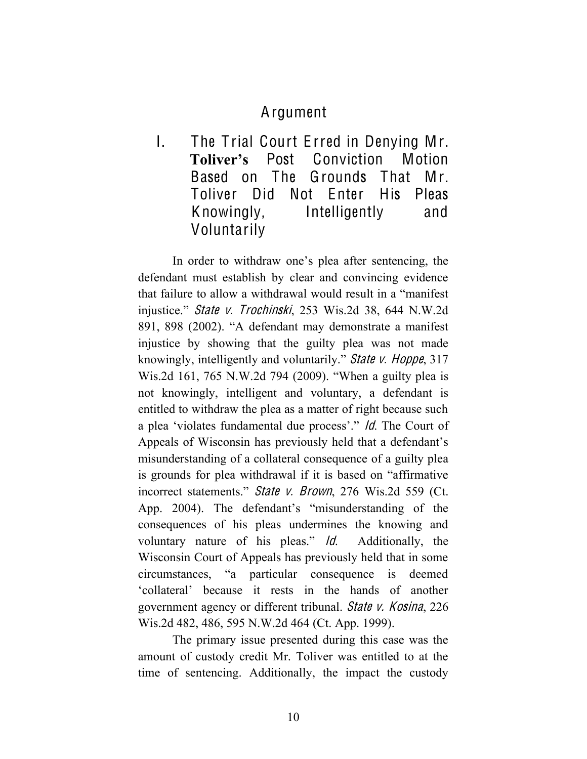# Argument

## I. The Trial Court Erred in Denying Mr. **Toliver's** Post Conviction Motion Based on The Grounds That Mr. Toliver Did Not Enter His Pleas Knowingly, Intelligently and Voluntarily

In order to withdraw one's plea after sentencing, the defendant must establish by clear and convincing evidence that failure to allow a withdrawal would result in a "manifest injustice." *State v. Trochinski*, 253 Wis.2d 38, 644 N.W.2d 891, 898 (2002). "A defendant may demonstrate a manifest injustice by showing that the guilty plea was not made knowingly, intelligently and voluntarily." *State v. Hoppe*, 317 Wis.2d 161, 765 N.W.2d 794 (2009). "When a guilty plea is not knowingly, intelligent and voluntary, a defendant is entitled to withdraw the plea as a matter of right because such a plea 'violates fundamental due process'." *Id.* The Court of Appeals of Wisconsin has previously held that a defendant's misunderstanding of a collateral consequence of a guilty plea is grounds for plea withdrawal if it is based on "affirmative incorrect statements." *State v. Brown*, 276 Wis.2d 559 (Ct. App. 2004). The defendant's "misunderstanding of the consequences of his pleas undermines the knowing and voluntary nature of his pleas." *Id.* Additionally, the Wisconsin Court of Appeals has previously held that in some circumstances, "a particular consequence is deemed 'collateral' because it rests in the hands of another government agency or different tribunal. *State v. Kosina*, 226 Wis.2d 482, 486, 595 N.W.2d 464 (Ct. App. 1999).

The primary issue presented during this case was the amount of custody credit Mr. Toliver was entitled to at the time of sentencing. Additionally, the impact the custody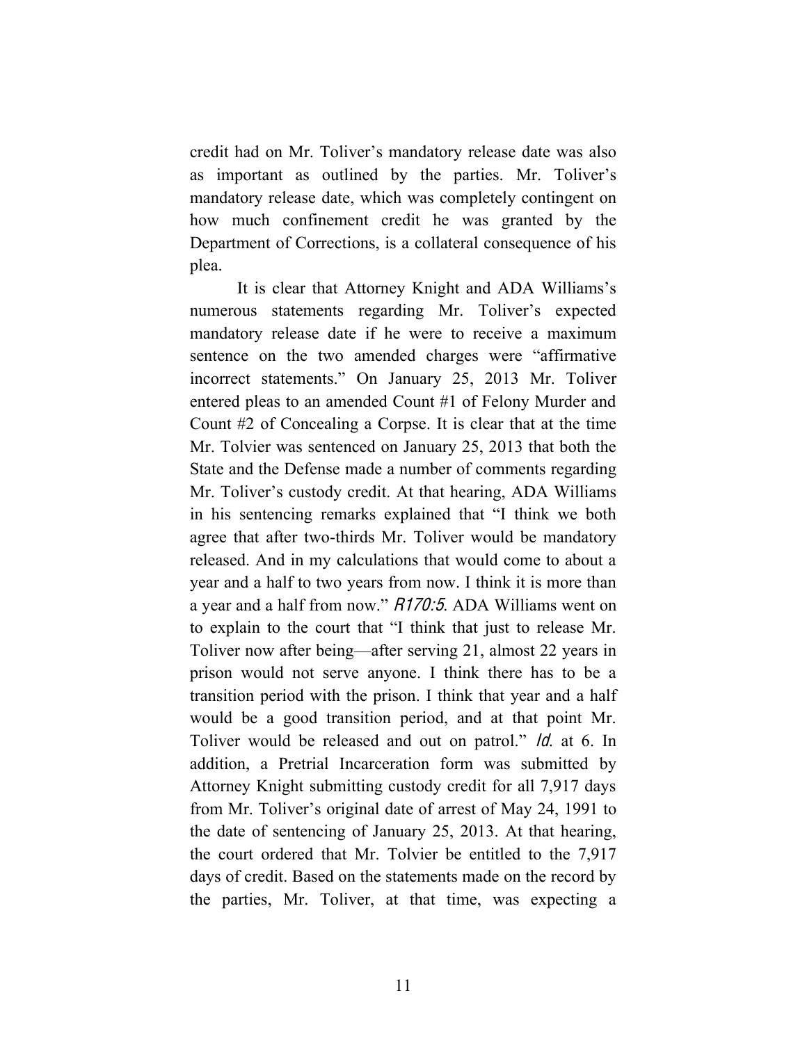credit had on Mr. Toliver's mandatory release date was also as important as outlined by the parties. Mr. Toliver's mandatory release date, which was completely contingent on how much confinement credit he was granted by the Department of Corrections, is a collateral consequence of his plea.

It is clear that Attorney Knight and ADA Williams's numerous statements regarding Mr. Toliver's expected mandatory release date if he were to receive a maximum sentence on the two amended charges were "affirmative incorrect statements." On January 25, 2013 Mr. Toliver entered pleas to an amended Count #1 of Felony Murder and Count #2 of Concealing a Corpse. It is clear that at the time Mr. Tolvier was sentenced on January 25, 2013 that both the State and the Defense made a number of comments regarding Mr. Toliver's custody credit. At that hearing, ADA Williams in his sentencing remarks explained that "I think we both agree that after two-thirds Mr. Toliver would be mandatory released. And in my calculations that would come to about a year and a half to two years from now. I think it is more than a year and a half from now." *R170:5*. ADA Williams went on to explain to the court that "I think that just to release Mr. Toliver now after being—after serving 21, almost 22 years in prison would not serve anyone. I think there has to be a transition period with the prison. I think that year and a half would be a good transition period, and at that point Mr. Toliver would be released and out on patrol." *Id.* at 6. In addition, a Pretrial Incarceration form was submitted by Attorney Knight submitting custody credit for all 7,917 days from Mr. Toliver's original date of arrest of May 24, 1991 to the date of sentencing of January 25, 2013. At that hearing, the court ordered that Mr. Tolvier be entitled to the 7,917 days of credit. Based on the statements made on the record by the parties, Mr. Toliver, at that time, was expecting a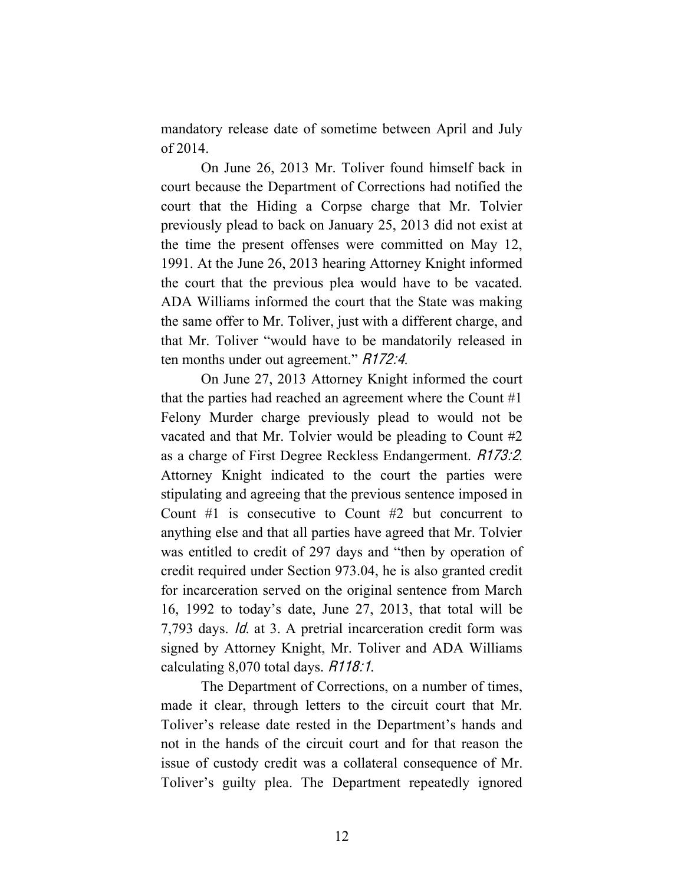mandatory release date of sometime between April and July of 2014.

On June 26, 2013 Mr. Toliver found himself back in court because the Department of Corrections had notified the court that the Hiding a Corpse charge that Mr. Tolvier previously plead to back on January 25, 2013 did not exist at the time the present offenses were committed on May 12, 1991. At the June 26, 2013 hearing Attorney Knight informed the court that the previous plea would have to be vacated. ADA Williams informed the court that the State was making the same offer to Mr. Toliver, just with a different charge, and that Mr. Toliver "would have to be mandatorily released in ten months under out agreement." *R172:4*.

On June 27, 2013 Attorney Knight informed the court that the parties had reached an agreement where the Count #1 Felony Murder charge previously plead to would not be vacated and that Mr. Tolvier would be pleading to Count #2 as a charge of First Degree Reckless Endangerment. *R173:2*. Attorney Knight indicated to the court the parties were stipulating and agreeing that the previous sentence imposed in Count #1 is consecutive to Count #2 but concurrent to anything else and that all parties have agreed that Mr. Tolvier was entitled to credit of 297 days and "then by operation of credit required under Section 973.04, he is also granted credit for incarceration served on the original sentence from March 16, 1992 to today's date, June 27, 2013, that total will be 7,793 days. *Id*. at 3. A pretrial incarceration credit form was signed by Attorney Knight, Mr. Toliver and ADA Williams calculating 8,070 total days. *R118:1*.

The Department of Corrections, on a number of times, made it clear, through letters to the circuit court that Mr. Toliver's release date rested in the Department's hands and not in the hands of the circuit court and for that reason the issue of custody credit was a collateral consequence of Mr. Toliver's guilty plea. The Department repeatedly ignored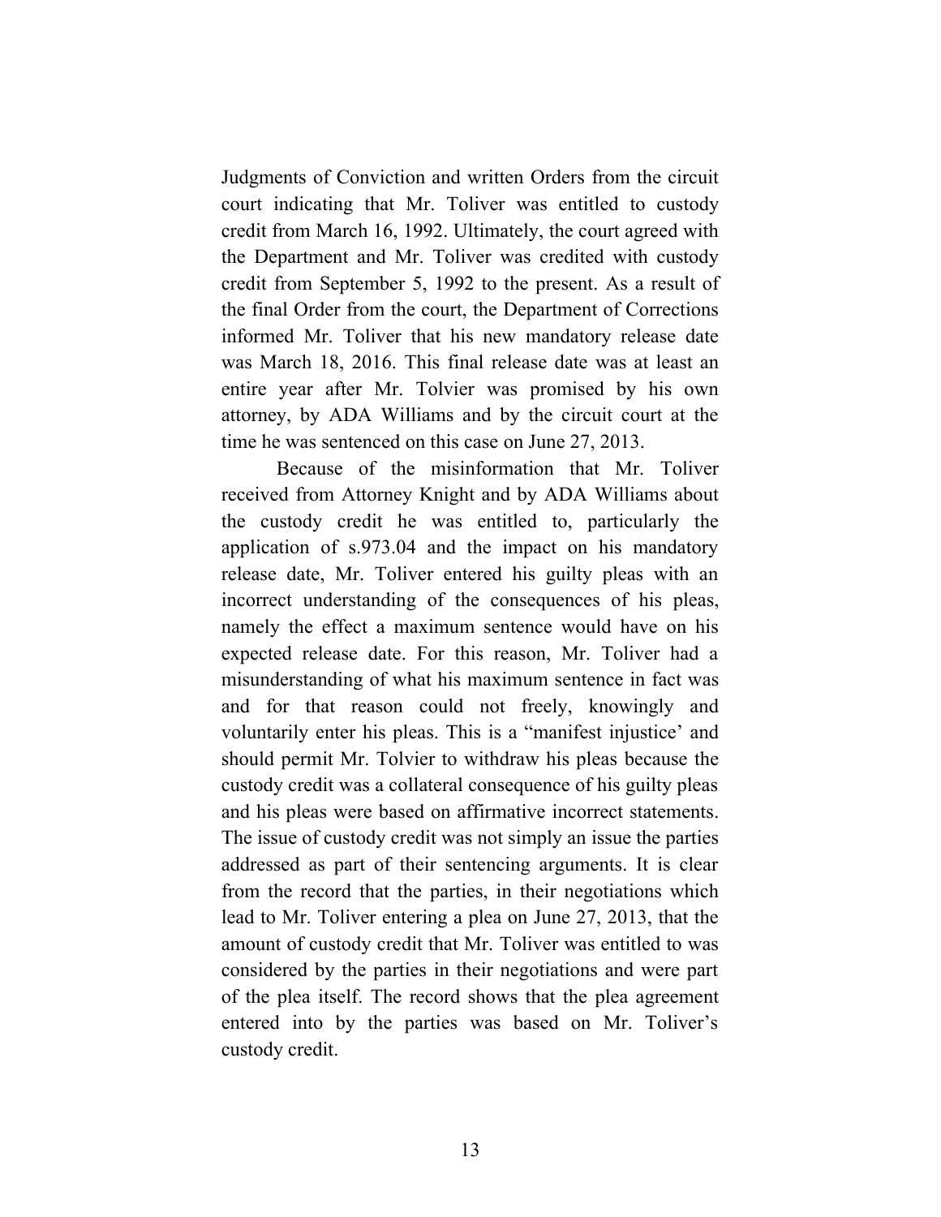Judgments of Conviction and written Orders from the circuit court indicating that Mr. Toliver was entitled to custody credit from March 16, 1992. Ultimately, the court agreed with the Department and Mr. Toliver was credited with custody credit from September 5, 1992 to the present. As a result of the final Order from the court, the Department of Corrections informed Mr. Toliver that his new mandatory release date was March 18, 2016. This final release date was at least an entire year after Mr. Tolvier was promised by his own attorney, by ADA Williams and by the circuit court at the time he was sentenced on this case on June 27, 2013.

Because of the misinformation that Mr. Toliver received from Attorney Knight and by ADA Williams about the custody credit he was entitled to, particularly the application of s.973.04 and the impact on his mandatory release date, Mr. Toliver entered his guilty pleas with an incorrect understanding of the consequences of his pleas, namely the effect a maximum sentence would have on his expected release date. For this reason, Mr. Toliver had a misunderstanding of what his maximum sentence in fact was and for that reason could not freely, knowingly and voluntarily enter his pleas. This is a "manifest injustice' and should permit Mr. Tolvier to withdraw his pleas because the custody credit was a collateral consequence of his guilty pleas and his pleas were based on affirmative incorrect statements. The issue of custody credit was not simply an issue the parties addressed as part of their sentencing arguments. It is clear from the record that the parties, in their negotiations which lead to Mr. Toliver entering a plea on June 27, 2013, that the amount of custody credit that Mr. Toliver was entitled to was considered by the parties in their negotiations and were part of the plea itself. The record shows that the plea agreement entered into by the parties was based on Mr. Toliver's custody credit.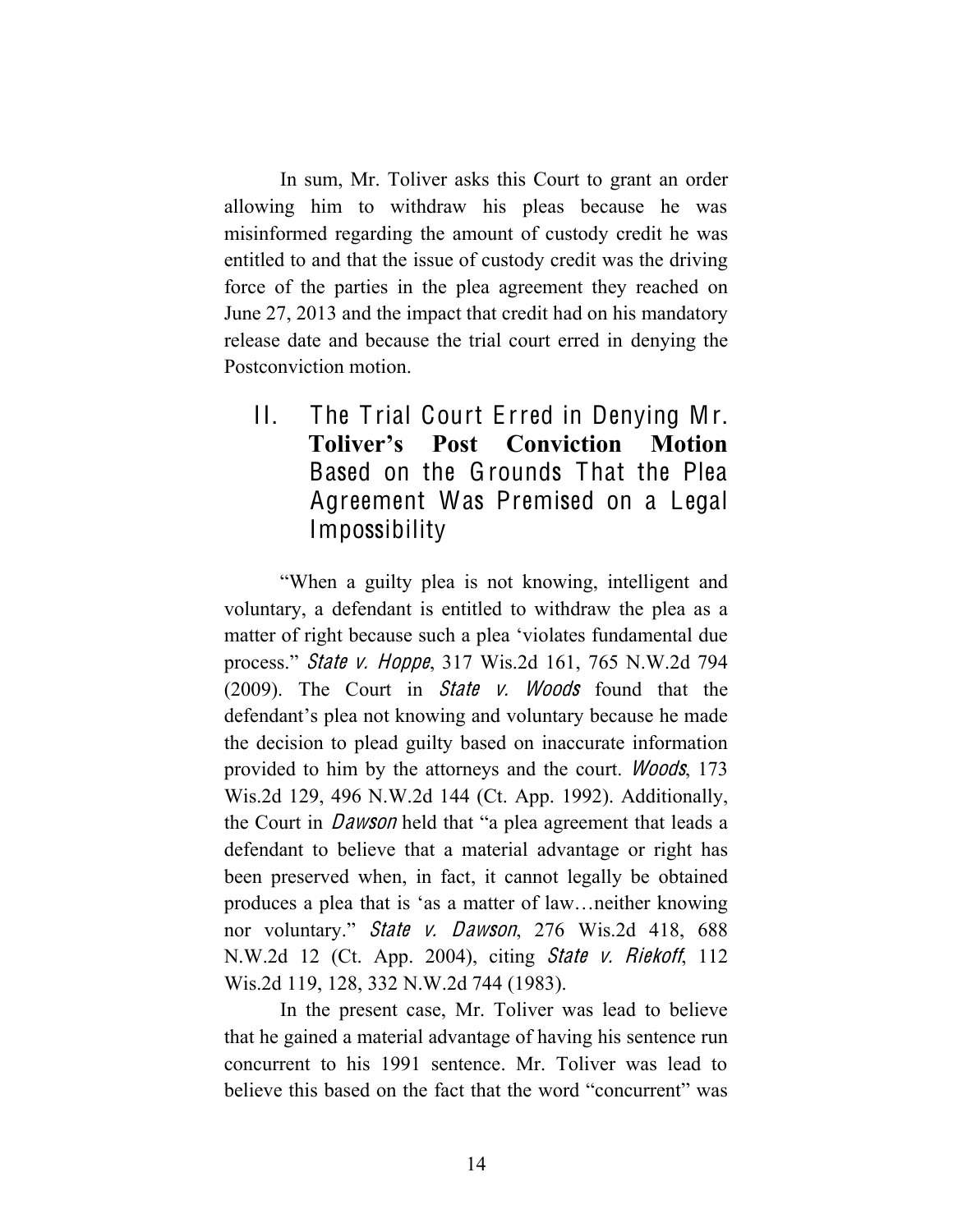In sum, Mr. Toliver asks this Court to grant an order allowing him to withdraw his pleas because he was misinformed regarding the amount of custody credit he was entitled to and that the issue of custody credit was the driving force of the parties in the plea agreement they reached on June 27, 2013 and the impact that credit had on his mandatory release date and because the trial court erred in denying the Postconviction motion.

## II. The Trial Court Erred in Denying Mr. Toliver's Post Conviction Motion Based on the Grounds That the Plea Agreement Was Premised on a Legal Impossibility

"When a guilty plea is not knowing, intelligent and voluntary, a defendant is entitled to withdraw the plea as a matter of right because such a plea 'violates fundamental due process." *State v. Hoppe*, 317 Wis.2d 161, 765 N.W.2d 794 (2009). The Court in *State v. Woods* found that the defendant's plea not knowing and voluntary because he made the decision to plead guilty based on inaccurate information provided to him by the attorneys and the court. *Woods*, 173 Wis.2d 129, 496 N.W.2d 144 (Ct. App. 1992). Additionally, the Court in *Dawson* held that "a plea agreement that leads a defendant to believe that a material advantage or right has been preserved when, in fact, it cannot legally be obtained produces a plea that is 'as a matter of law…neither knowing nor voluntary." *State v. Dawson*, 276 Wis.2d 418, 688 N.W.2d 12 (Ct. App. 2004), citing *State v. Riekoff*, 112 Wis.2d 119, 128, 332 N.W.2d 744 (1983).

In the present case, Mr. Toliver was lead to believe that he gained a material advantage of having his sentence run concurrent to his 1991 sentence. Mr. Toliver was lead to believe this based on the fact that the word "concurrent" was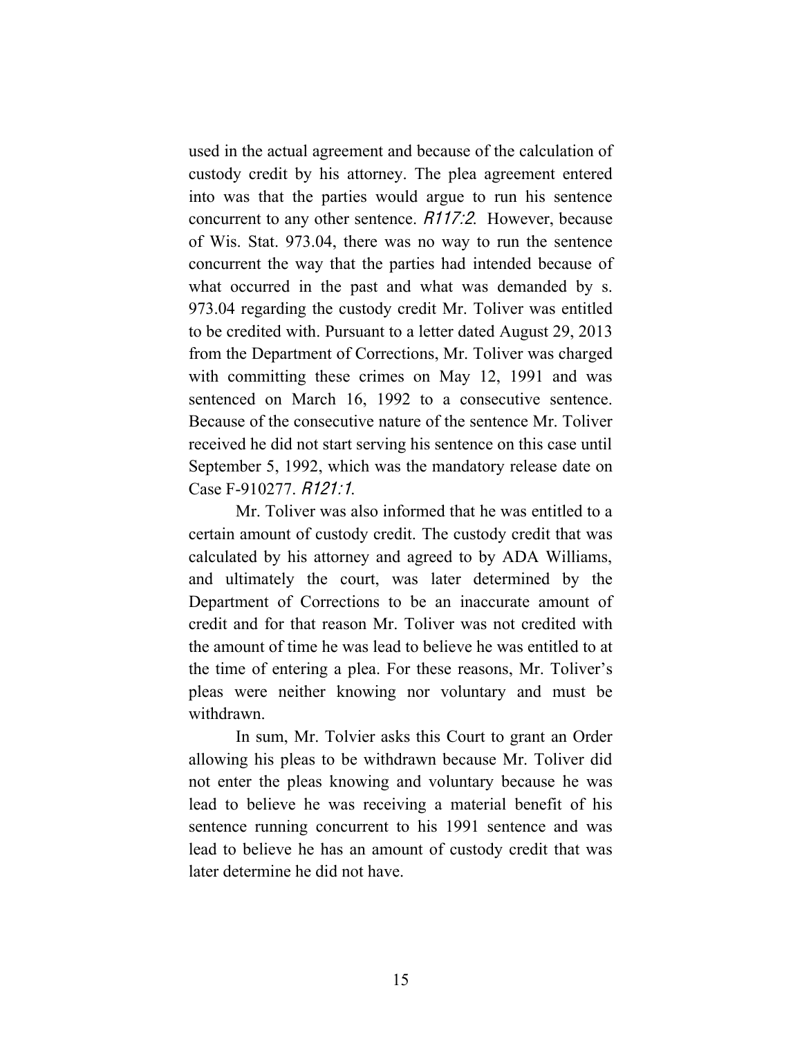used in the actual agreement and because of the calculation of custody credit by his attorney. The plea agreement entered into was that the parties would argue to run his sentence concurrent to any other sentence. *R117:2*. However, because of Wis. Stat. 973.04, there was no way to run the sentence concurrent the way that the parties had intended because of what occurred in the past and what was demanded by s. 973.04 regarding the custody credit Mr. Toliver was entitled to be credited with. Pursuant to a letter dated August 29, 2013 from the Department of Corrections, Mr. Toliver was charged with committing these crimes on May 12, 1991 and was sentenced on March 16, 1992 to a consecutive sentence. Because of the consecutive nature of the sentence Mr. Toliver received he did not start serving his sentence on this case until September 5, 1992, which was the mandatory release date on Case F-910277. *R121:1*.

Mr. Toliver was also informed that he was entitled to a certain amount of custody credit. The custody credit that was calculated by his attorney and agreed to by ADA Williams, and ultimately the court, was later determined by the Department of Corrections to be an inaccurate amount of credit and for that reason Mr. Toliver was not credited with the amount of time he was lead to believe he was entitled to at the time of entering a plea. For these reasons, Mr. Toliver's pleas were neither knowing nor voluntary and must be withdrawn.

In sum, Mr. Tolvier asks this Court to grant an Order allowing his pleas to be withdrawn because Mr. Toliver did not enter the pleas knowing and voluntary because he was lead to believe he was receiving a material benefit of his sentence running concurrent to his 1991 sentence and was lead to believe he has an amount of custody credit that was later determine he did not have.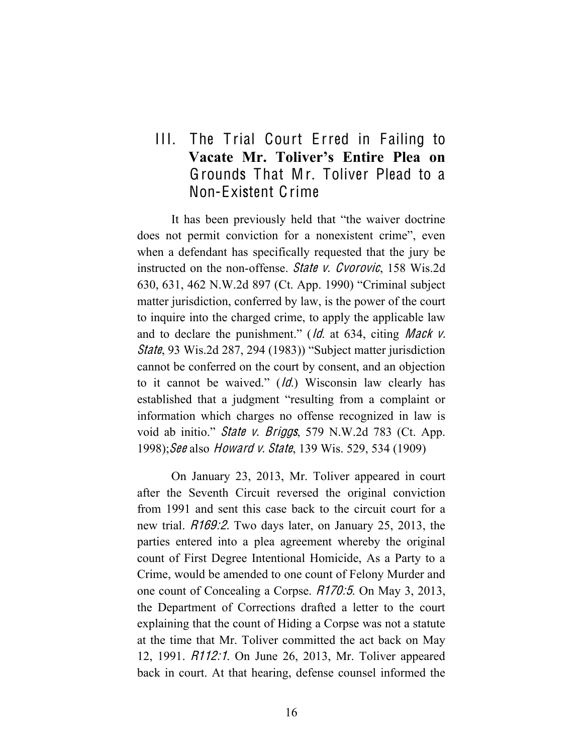## III. The Trial Court Erred in Failing to Vacate Mr. Toliver's Entire Plea on Grounds That Mr. Toliver Plead to a Non-Existent Crime

It has been previously held that "the waiver doctrine does not permit conviction for a nonexistent crime", even when a defendant has specifically requested that the jury be instructed on the non-offense. *State v. Cvorovic*, 158 Wis.2d 630, 631, 462 N.W.2d 897 (Ct. App. 1990) "Criminal subject matter jurisdiction, conferred by law, is the power of the court to inquire into the charged crime, to apply the applicable law and to declare the punishment." (*Id.* at 634, citing *Mack v. State*, 93 Wis.2d 287, 294 (1983)) "Subject matter jurisdiction cannot be conferred on the court by consent, and an objection to it cannot be waived." (*Id.*) Wisconsin law clearly has established that a judgment "resulting from a complaint or information which charges no offense recognized in law is void ab initio." *State v. Briggs*, 579 N.W.2d 783 (Ct. App. 1998);*See* also *Howard v. State*, 139 Wis. 529, 534 (1909)

On January 23, 2013, Mr. Toliver appeared in court after the Seventh Circuit reversed the original conviction from 1991 and sent this case back to the circuit court for a new trial. *R169:2.* Two days later, on January 25, 2013, the parties entered into a plea agreement whereby the original count of First Degree Intentional Homicide, As a Party to a Crime, would be amended to one count of Felony Murder and one count of Concealing a Corpse. *R170:5*. On May 3, 2013, the Department of Corrections drafted a letter to the court explaining that the count of Hiding a Corpse was not a statute at the time that Mr. Toliver committed the act back on May 12, 1991. *R112:1*. On June 26, 2013, Mr. Toliver appeared back in court. At that hearing, defense counsel informed the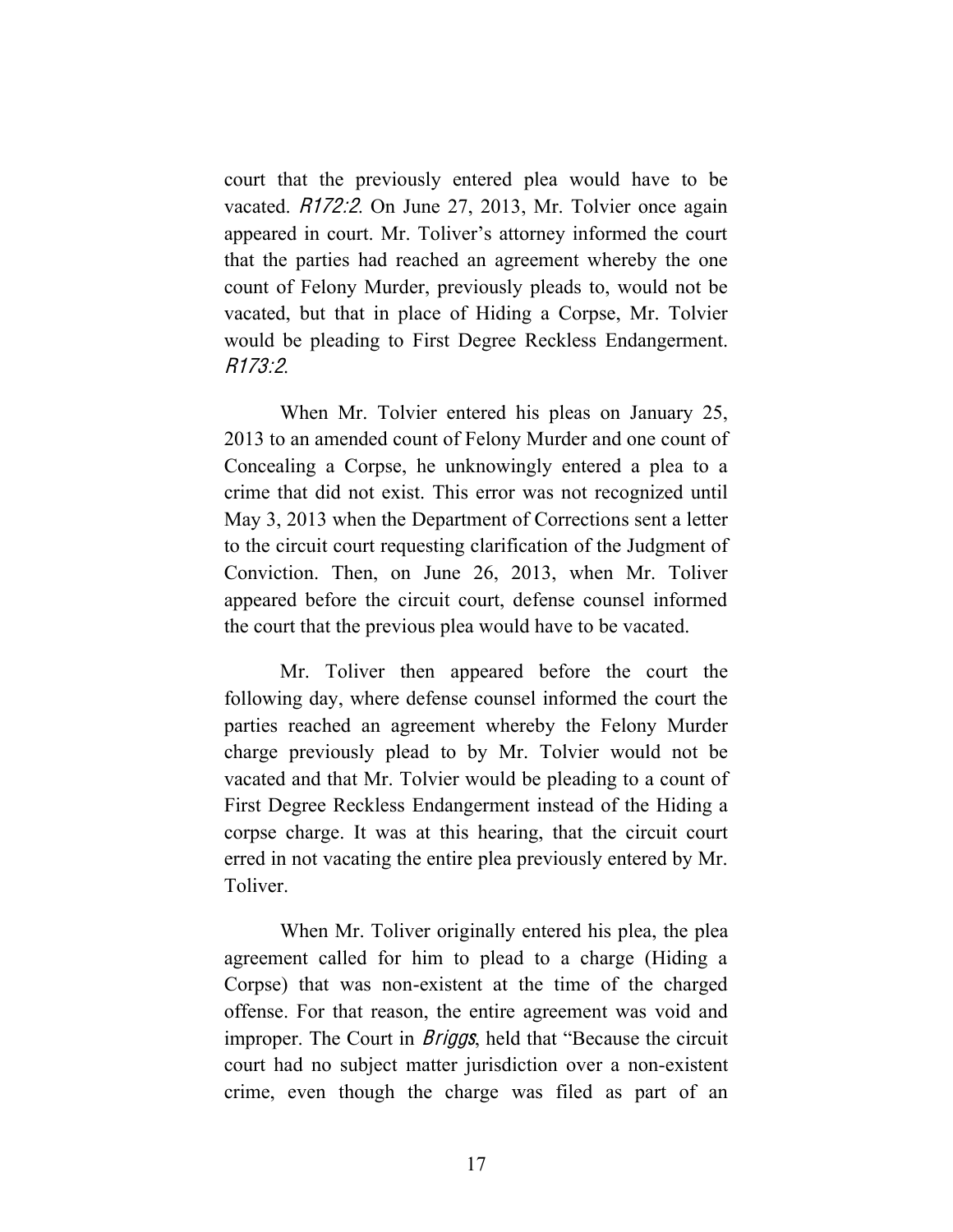court that the previously entered plea would have to be vacated. *R172:2*. On June 27, 2013, Mr. Tolvier once again appeared in court. Mr. Toliver's attorney informed the court that the parties had reached an agreement whereby the one count of Felony Murder, previously pleads to, would not be vacated, but that in place of Hiding a Corpse, Mr. Tolvier would be pleading to First Degree Reckless Endangerment. *R173:2*.

When Mr. Tolvier entered his pleas on January 25, 2013 to an amended count of Felony Murder and one count of Concealing a Corpse, he unknowingly entered a plea to a crime that did not exist. This error was not recognized until May 3, 2013 when the Department of Corrections sent a letter to the circuit court requesting clarification of the Judgment of Conviction. Then, on June 26, 2013, when Mr. Toliver appeared before the circuit court, defense counsel informed the court that the previous plea would have to be vacated.

Mr. Toliver then appeared before the court the following day, where defense counsel informed the court the parties reached an agreement whereby the Felony Murder charge previously plead to by Mr. Tolvier would not be vacated and that Mr. Tolvier would be pleading to a count of First Degree Reckless Endangerment instead of the Hiding a corpse charge. It was at this hearing, that the circuit court erred in not vacating the entire plea previously entered by Mr. Toliver.

When Mr. Toliver originally entered his plea, the plea agreement called for him to plead to a charge (Hiding a Corpse) that was non-existent at the time of the charged offense. For that reason, the entire agreement was void and improper. The Court in *Briggs*, held that "Because the circuit court had no subject matter jurisdiction over a non-existent crime, even though the charge was filed as part of an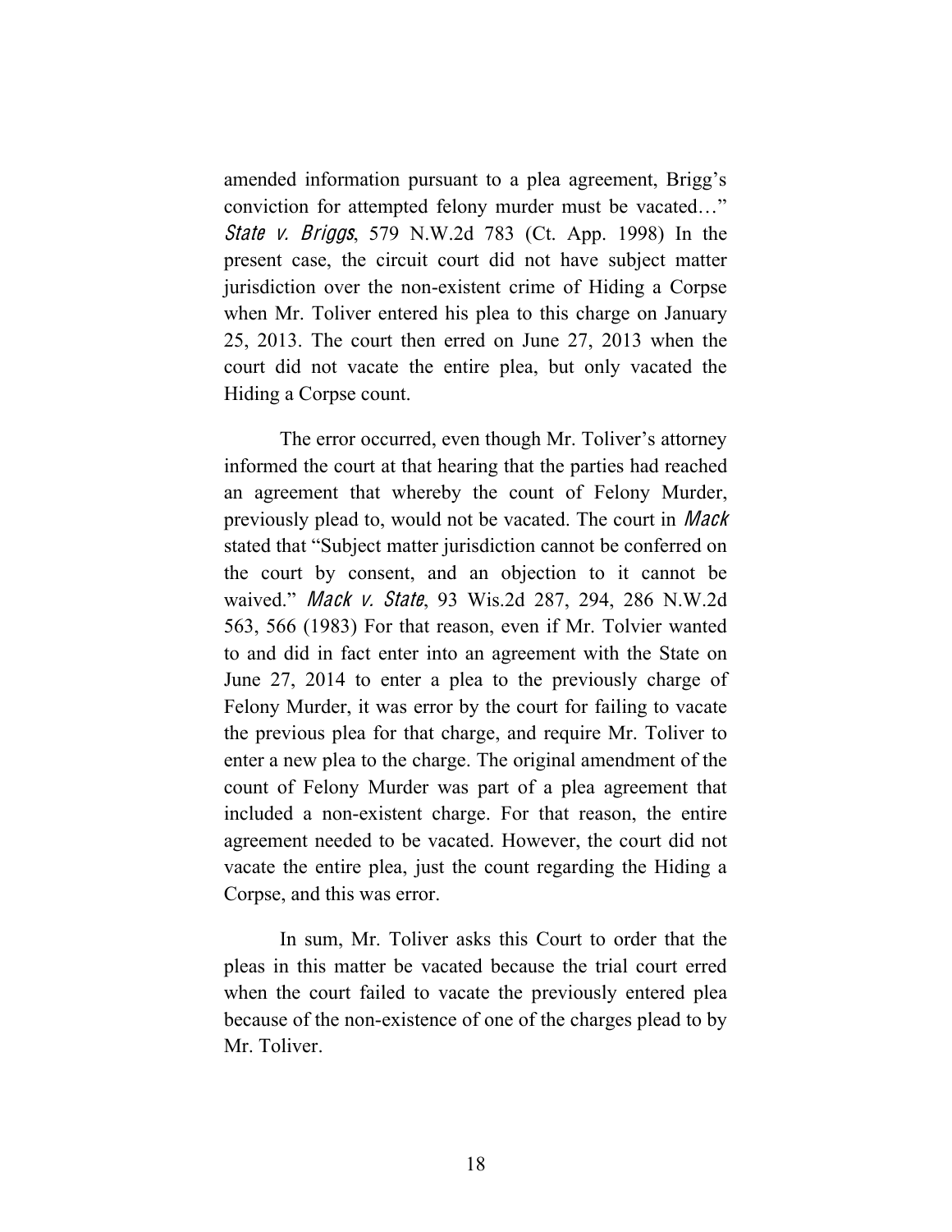amended information pursuant to a plea agreement, Brigg's conviction for attempted felony murder must be vacated…" *State v. Briggs*, 579 N.W.2d 783 (Ct. App. 1998) In the present case, the circuit court did not have subject matter jurisdiction over the non-existent crime of Hiding a Corpse when Mr. Toliver entered his plea to this charge on January 25, 2013. The court then erred on June 27, 2013 when the court did not vacate the entire plea, but only vacated the Hiding a Corpse count.

The error occurred, even though Mr. Toliver's attorney informed the court at that hearing that the parties had reached an agreement that whereby the count of Felony Murder, previously plead to, would not be vacated. The court in *Mack* stated that "Subject matter jurisdiction cannot be conferred on the court by consent, and an objection to it cannot be waived." *Mack v. State*, 93 Wis.2d 287, 294, 286 N.W.2d 563, 566 (1983) For that reason, even if Mr. Tolvier wanted to and did in fact enter into an agreement with the State on June 27, 2014 to enter a plea to the previously charge of Felony Murder, it was error by the court for failing to vacate the previous plea for that charge, and require Mr. Toliver to enter a new plea to the charge. The original amendment of the count of Felony Murder was part of a plea agreement that included a non-existent charge. For that reason, the entire agreement needed to be vacated. However, the court did not vacate the entire plea, just the count regarding the Hiding a Corpse, and this was error.

In sum, Mr. Toliver asks this Court to order that the pleas in this matter be vacated because the trial court erred when the court failed to vacate the previously entered plea because of the non-existence of one of the charges plead to by Mr. Toliver.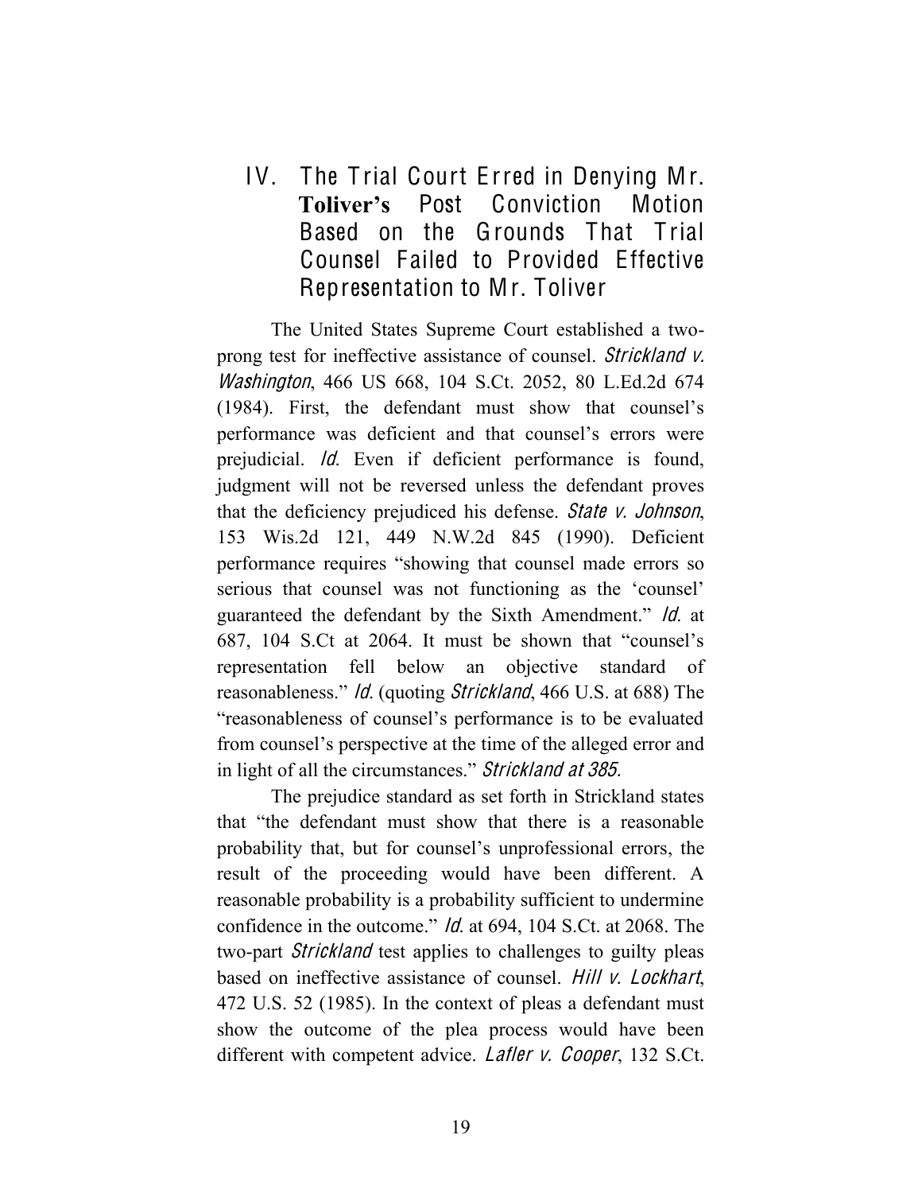## IV. The Trial Court Erred in Denying Mr. **Toliver's** Post Conviction Motion Based on the Grounds That Trial Counsel Failed to Provided Effective Representation to Mr. Toliver

The United States Supreme Court established a two-prong test for ineffective assistance of counsel. *Strickland v. Washington*, 466 US 668, 104 S.Ct. 2052, 80 L.Ed.2d 674 (1984). First, the defendant must show that counsel's performance was deficient and that counsel's errors were prejudicial. *Id*. Even if deficient performance is found, judgment will not be reversed unless the defendant proves that the deficiency prejudiced his defense. *State v. Johnson*, 153 Wis.2d 121, 449 N.W.2d 845 (1990). Deficient performance requires "showing that counsel made errors so serious that counsel was not functioning as the 'counsel' guaranteed the defendant by the Sixth Amendment." *Id*. at 687, 104 S.Ct at 2064. It must be shown that "counsel's representation fell below an objective standard of reasonableness." *Id*. (quoting *Strickland*, 466 U.S. at 688) The "reasonableness of counsel's performance is to be evaluated from counsel's perspective at the time of the alleged error and in light of all the circumstances." *Strickland at 385.*

The prejudice standard as set forth in Strickland states that "the defendant must show that there is a reasonable probability that, but for counsel's unprofessional errors, the result of the proceeding would have been different. A reasonable probability is a probability sufficient to undermine confidence in the outcome." *Id*. at 694, 104 S.Ct. at 2068. The two-part *Strickland* test applies to challenges to guilty pleas based on ineffective assistance of counsel. *Hill v. Lockhart*, 472 U.S. 52 (1985). In the context of pleas a defendant must show the outcome of the plea process would have been different with competent advice. *Lafler v. Cooper*, 132 S.Ct.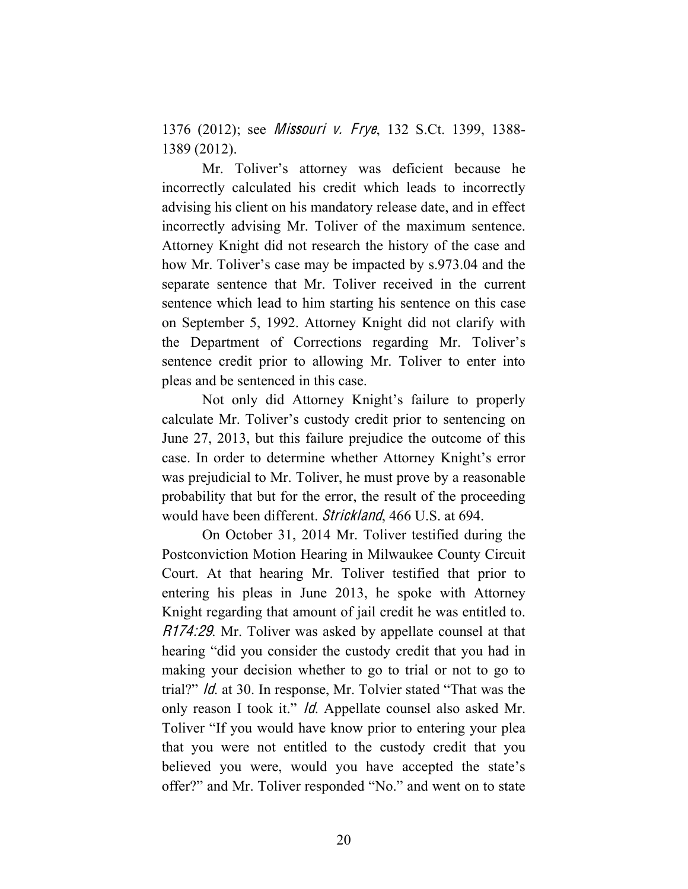1376 (2012); see *Missouri v. Frye*, 132 S.Ct. 1399, 1388-1389 (2012).

Mr. Toliver's attorney was deficient because he incorrectly calculated his credit which leads to incorrectly advising his client on his mandatory release date, and in effect incorrectly advising Mr. Toliver of the maximum sentence. Attorney Knight did not research the history of the case and how Mr. Toliver's case may be impacted by s.973.04 and the separate sentence that Mr. Toliver received in the current sentence which lead to him starting his sentence on this case on September 5, 1992. Attorney Knight did not clarify with the Department of Corrections regarding Mr. Toliver's sentence credit prior to allowing Mr. Toliver to enter into pleas and be sentenced in this case.

Not only did Attorney Knight's failure to properly calculate Mr. Toliver's custody credit prior to sentencing on June 27, 2013, but this failure prejudice the outcome of this case. In order to determine whether Attorney Knight's error was prejudicial to Mr. Toliver, he must prove by a reasonable probability that but for the error, the result of the proceeding would have been different. *Strickland*, 466 U.S. at 694.

On October 31, 2014 Mr. Toliver testified during the Postconviction Motion Hearing in Milwaukee County Circuit Court. At that hearing Mr. Toliver testified that prior to entering his pleas in June 2013, he spoke with Attorney Knight regarding that amount of jail credit he was entitled to. *R174:29*. Mr. Toliver was asked by appellate counsel at that hearing "did you consider the custody credit that you had in making your decision whether to go to trial or not to go to trial?" *Id.* at 30. In response, Mr. Tolvier stated "That was the only reason I took it." *Id.* Appellate counsel also asked Mr. Toliver "If you would have know prior to entering your plea that you were not entitled to the custody credit that you believed you were, would you have accepted the state's offer?" and Mr. Toliver responded "No." and went on to state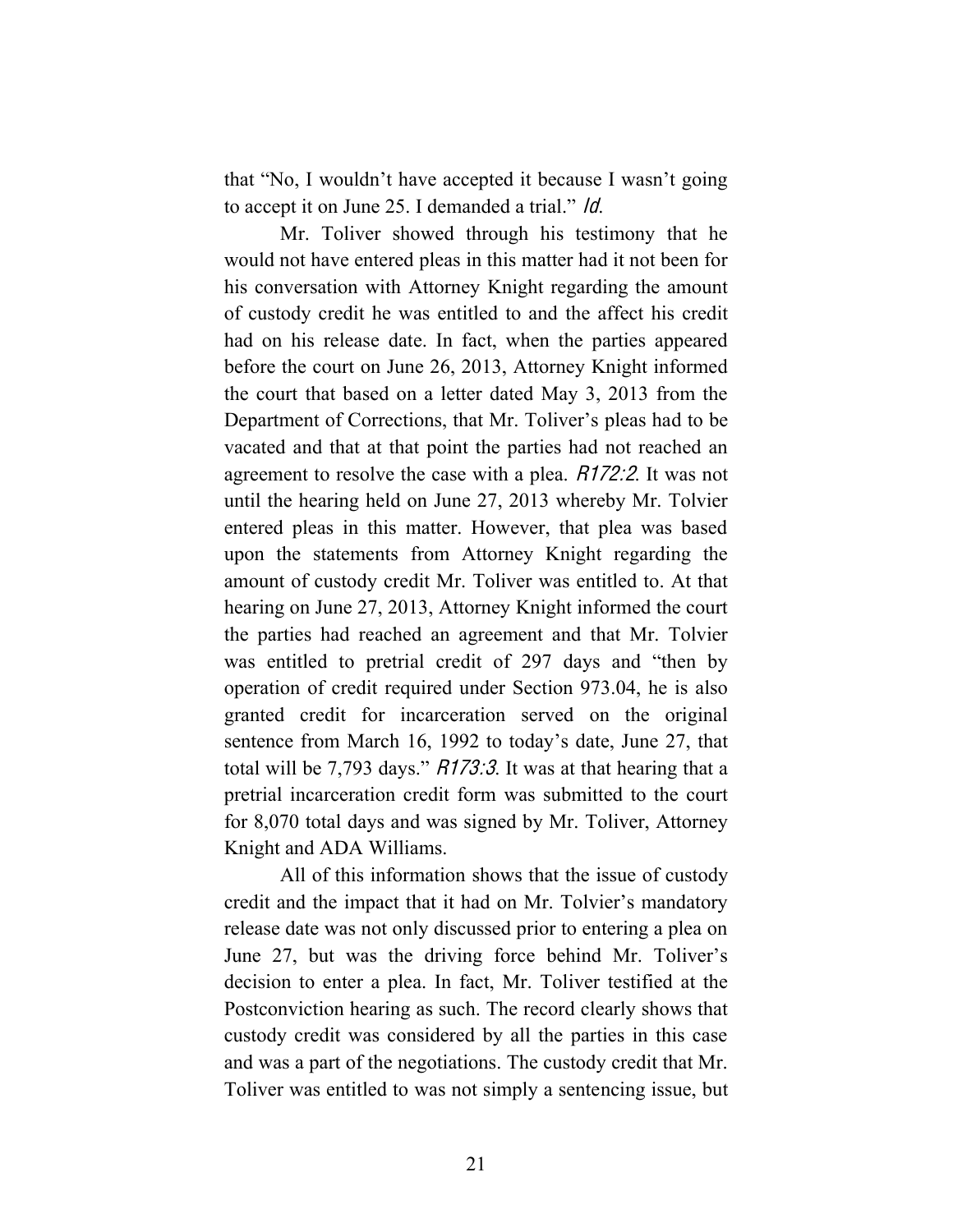that "No, I wouldn't have accepted it because I wasn't going to accept it on June 25. I demanded a trial." *Id.*

Mr. Toliver showed through his testimony that he would not have entered pleas in this matter had it not been for his conversation with Attorney Knight regarding the amount of custody credit he was entitled to and the affect his credit had on his release date. In fact, when the parties appeared before the court on June 26, 2013, Attorney Knight informed the court that based on a letter dated May 3, 2013 from the Department of Corrections, that Mr. Toliver's pleas had to be vacated and that at that point the parties had not reached an agreement to resolve the case with a plea. *R172:2*. It was not until the hearing held on June 27, 2013 whereby Mr. Tolvier entered pleas in this matter. However, that plea was based upon the statements from Attorney Knight regarding the amount of custody credit Mr. Toliver was entitled to. At that hearing on June 27, 2013, Attorney Knight informed the court the parties had reached an agreement and that Mr. Tolvier was entitled to pretrial credit of 297 days and "then by operation of credit required under Section 973.04, he is also granted credit for incarceration served on the original sentence from March 16, 1992 to today's date, June 27, that total will be 7,793 days." *R173:3*. It was at that hearing that a pretrial incarceration credit form was submitted to the court for 8,070 total days and was signed by Mr. Toliver, Attorney Knight and ADA Williams.

All of this information shows that the issue of custody credit and the impact that it had on Mr. Tolvier's mandatory release date was not only discussed prior to entering a plea on June 27, but was the driving force behind Mr. Toliver's decision to enter a plea. In fact, Mr. Toliver testified at the Postconviction hearing as such. The record clearly shows that custody credit was considered by all the parties in this case and was a part of the negotiations. The custody credit that Mr. Toliver was entitled to was not simply a sentencing issue, but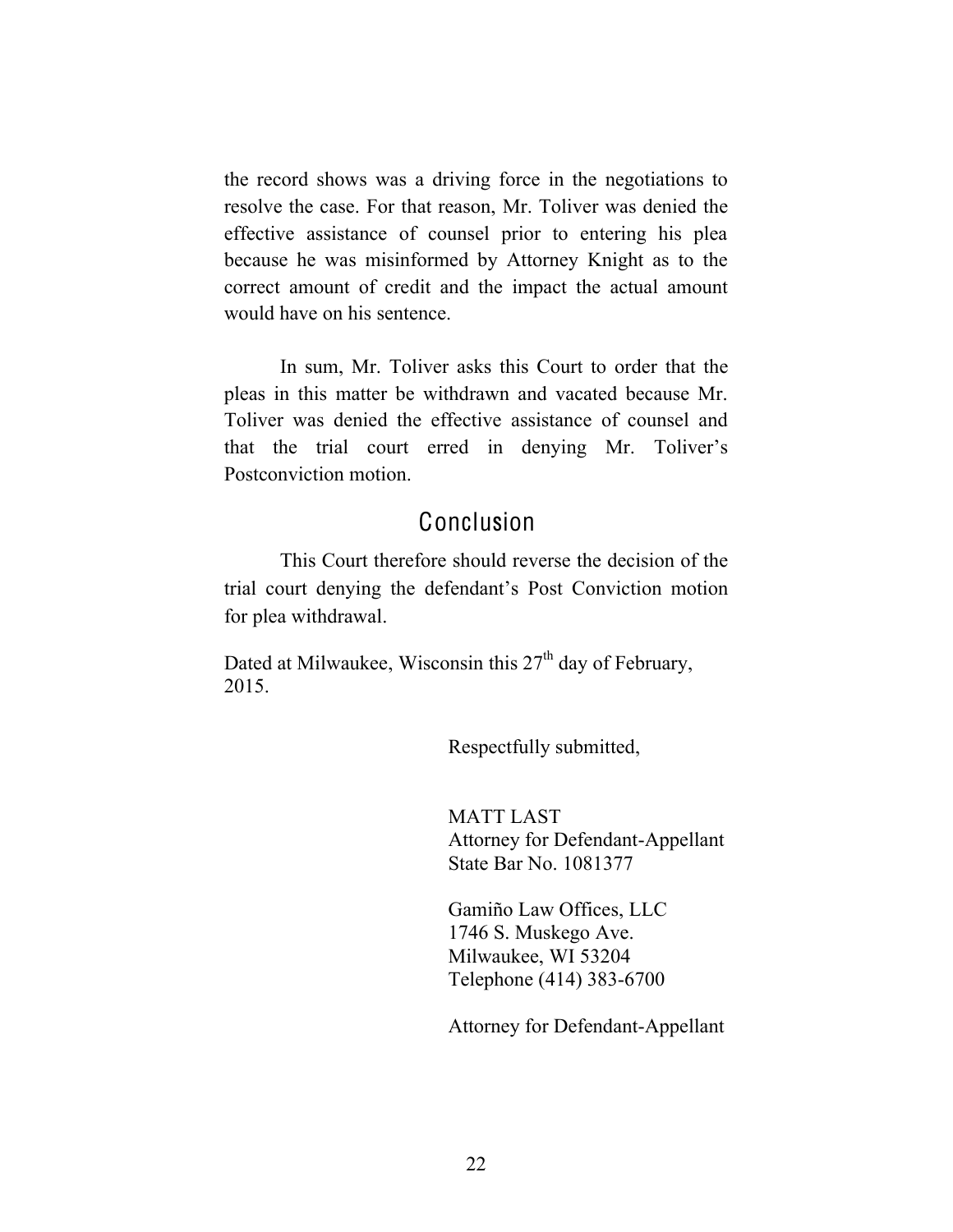the record shows was a driving force in the negotiations to resolve the case. For that reason, Mr. Toliver was denied the effective assistance of counsel prior to entering his plea because he was misinformed by Attorney Knight as to the correct amount of credit and the impact the actual amount would have on his sentence.

In sum, Mr. Toliver asks this Court to order that the pleas in this matter be withdrawn and vacated because Mr. Toliver was denied the effective assistance of counsel and that the trial court erred in denying Mr. Toliver's Postconviction motion.

## Conclusion

This Court therefore should reverse the decision of the trial court denying the defendant's Post Conviction motion for plea withdrawal.

Dated at Milwaukee, Wisconsin this 27th day of February, 2015.

Respectfully submitted,

MATT LAST
Attorney for Defendant-Appellant
State Bar No. 1081377

Gamiño Law Offices, LLC
1746 S. Muskego Ave.
Milwaukee, WI 53204
Telephone (414) 383-6700

Attorney for Defendant-Appellant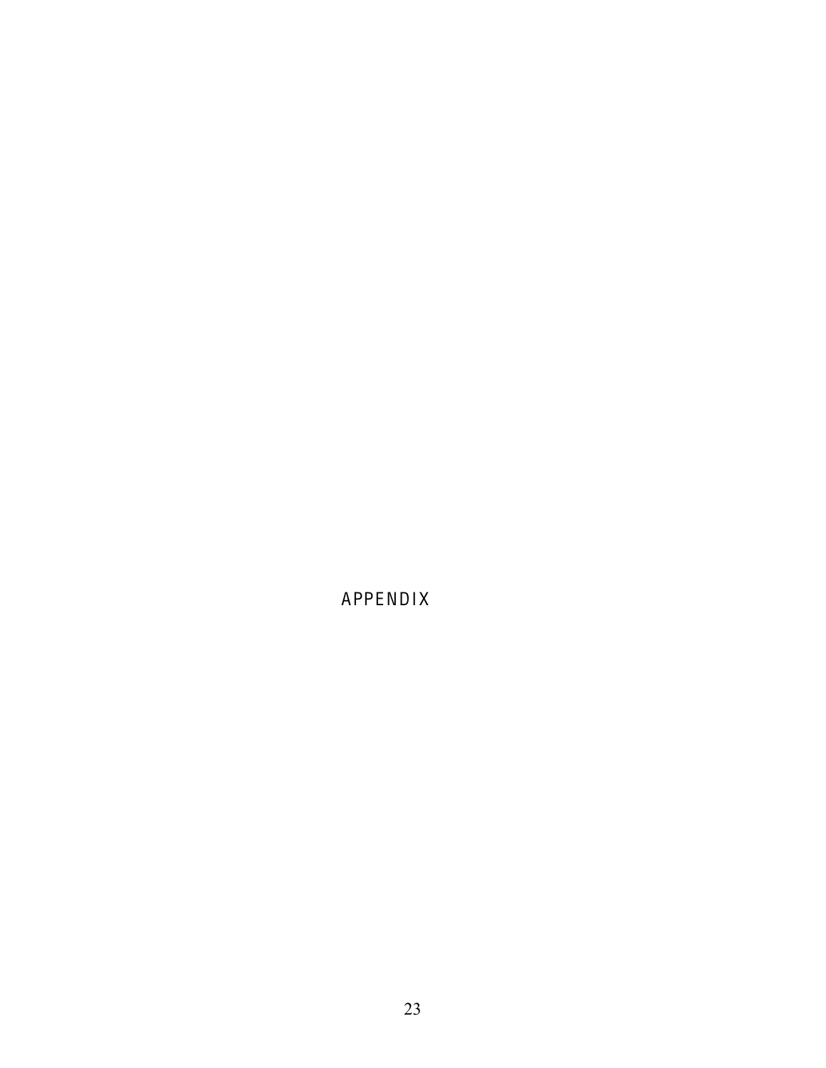# APPENDIX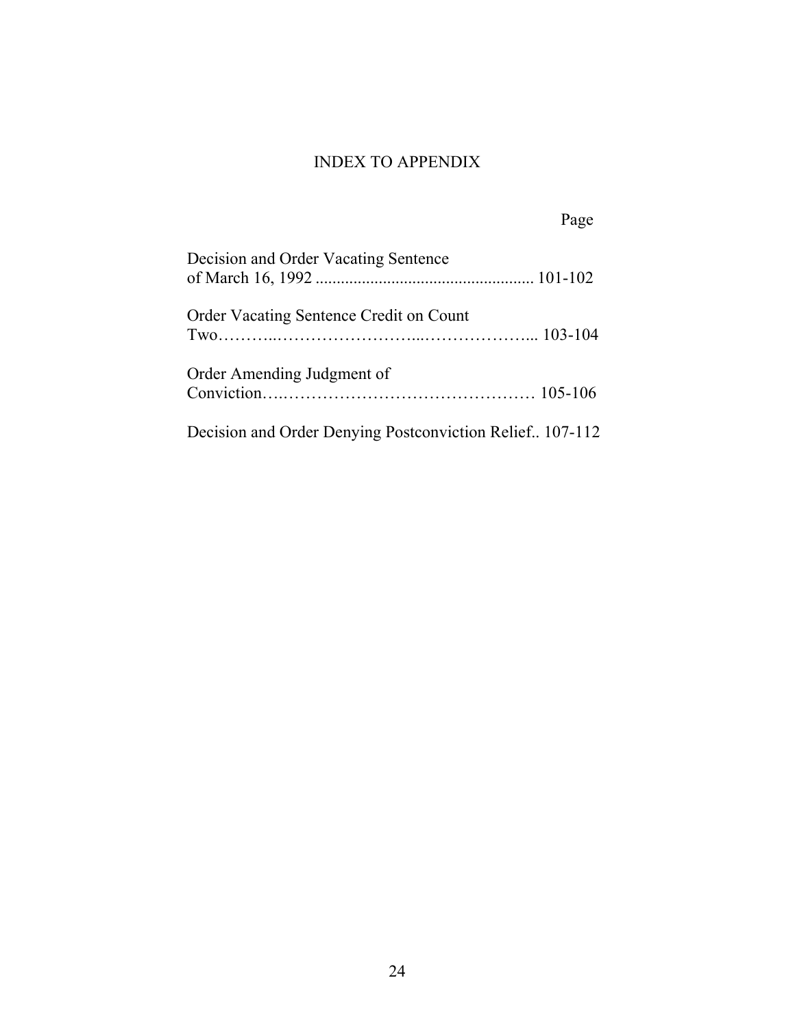# INDEX TO APPENDIX

| | Page |
|---|---|
| Decision and Order Vacating Sentence of March 16, 1992 | 101-102 |
| Order Vacating Sentence Credit on Count Two | 103-104 |
| Order Amending Judgment of Conviction | 105-106 |
| Decision and Order Denying Postconviction Relief | 107-112 |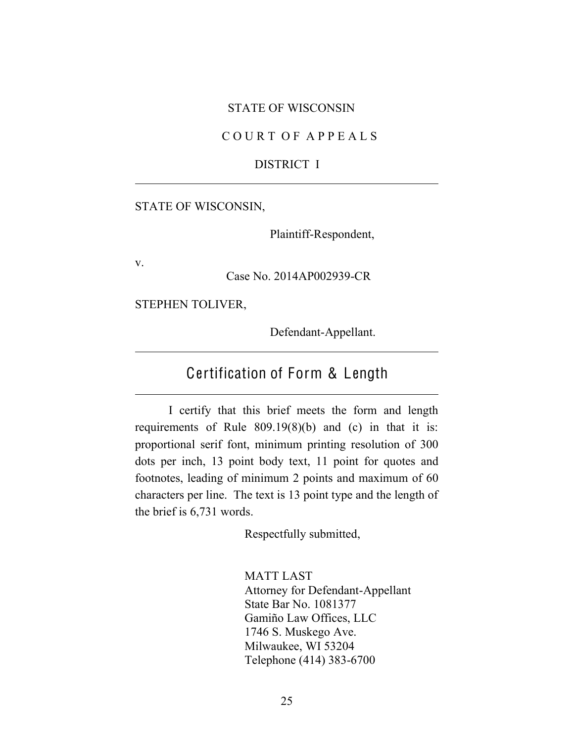STATE OF WISCONSIN

C O U R T O F A P P E A L S

DISTRICT I

---

STATE OF WISCONSIN,

Plaintiff-Respondent,

v.

Case No. 2014AP002939-CR

STEPHEN TOLIVER,

Defendant-Appellant.

---

## Certification of Form & Length

---

I certify that this brief meets the form and length requirements of Rule 809.19(8)(b) and (c) in that it is: proportional serif font, minimum printing resolution of 300 dots per inch, 13 point body text, 11 point for quotes and footnotes, leading of minimum 2 points and maximum of 60 characters per line. The text is 13 point type and the length of the brief is 6,731 words.

Respectfully submitted,

MATT LAST
Attorney for Defendant-Appellant
State Bar No. 1081377
Gamiño Law Offices, LLC
1746 S. Muskego Ave.
Milwaukee, WI 53204
Telephone (414) 383-6700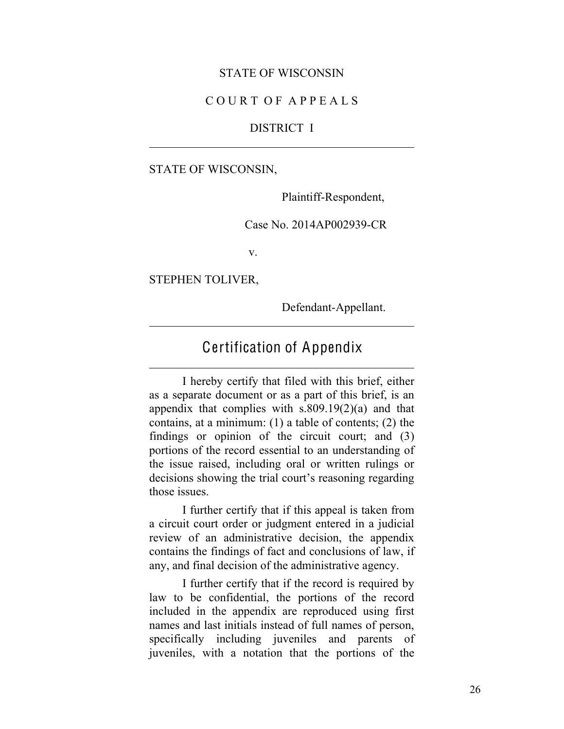STATE OF WISCONSIN

C O U R T O F A P P E A L S

DISTRICT I

---

STATE OF WISCONSIN,

Plaintiff-Respondent,

Case No. 2014AP002939-CR

v.

STEPHEN TOLIVER,

Defendant-Appellant.

---

## Certification of Appendix

---

I hereby certify that filed with this brief, either as a separate document or as a part of this brief, is an appendix that complies with s.809.19(2)(a) and that contains, at a minimum: (1) a table of contents; (2) the findings or opinion of the circuit court; and (3) portions of the record essential to an understanding of the issue raised, including oral or written rulings or decisions showing the trial court's reasoning regarding those issues.

I further certify that if this appeal is taken from a circuit court order or judgment entered in a judicial review of an administrative decision, the appendix contains the findings of fact and conclusions of law, if any, and final decision of the administrative agency.

I further certify that if the record is required by law to be confidential, the portions of the record included in the appendix are reproduced using first names and last initials instead of full names of person, specifically including juveniles and parents of juveniles, with a notation that the portions of the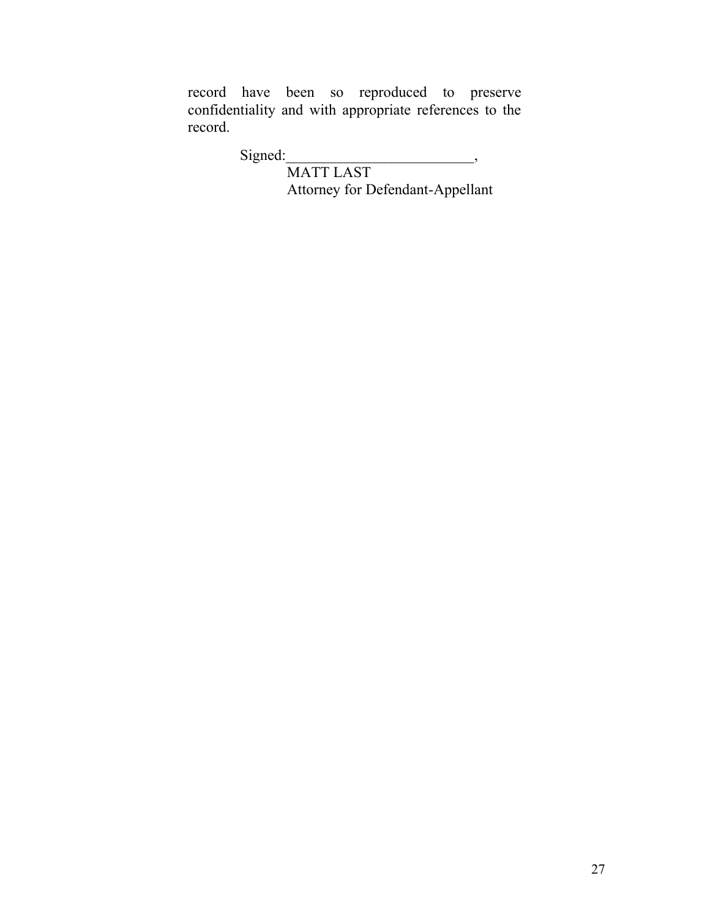record have been so reproduced to preserve confidentiality and with appropriate references to the record.

Signed:_________________________,
MATT LAST
Attorney for Defendant-Appellant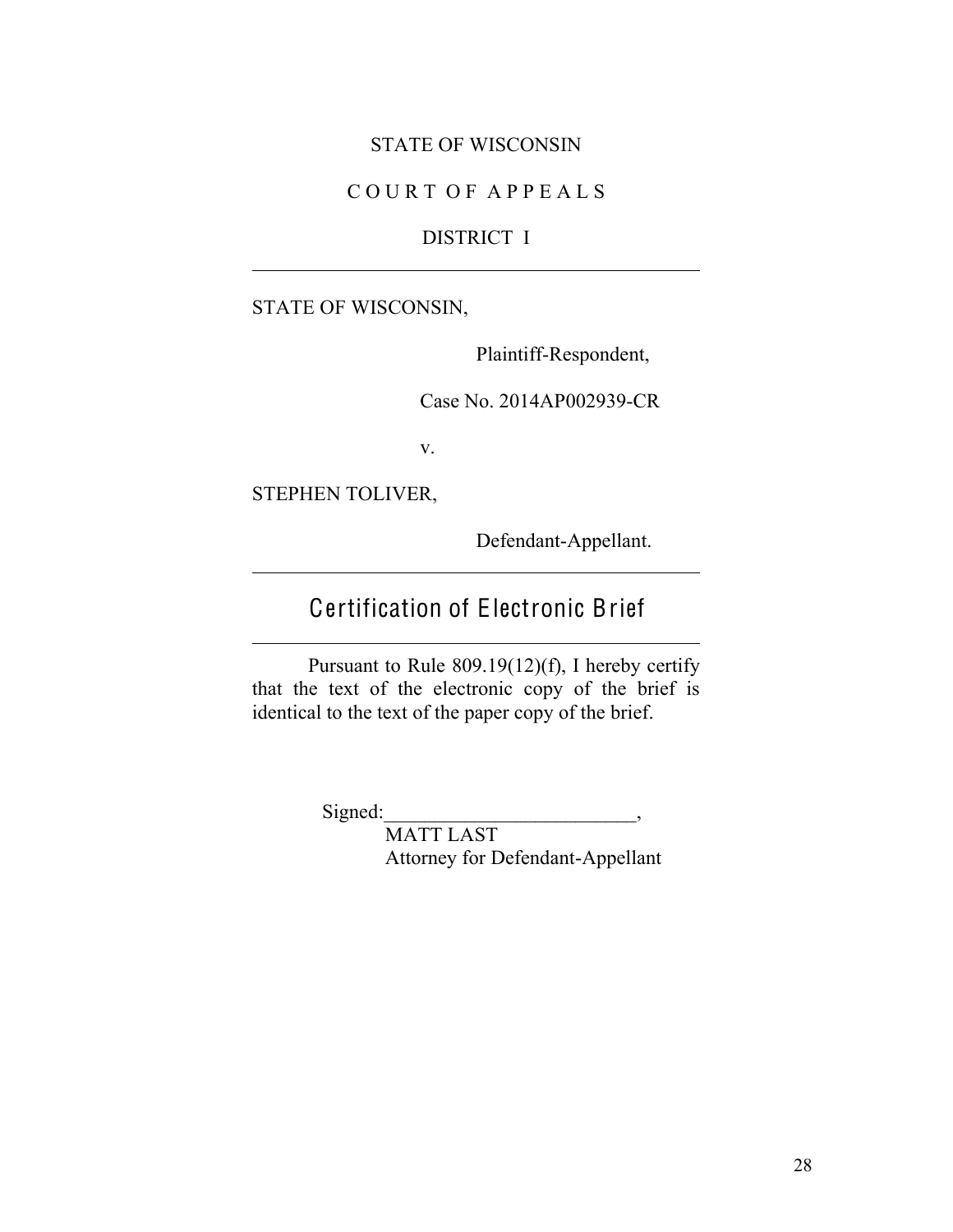STATE OF WISCONSIN

C O U R T O F A P P E A L S

DISTRICT I

---

STATE OF WISCONSIN,

Plaintiff-Respondent,

Case No. 2014AP002939-CR

v.

STEPHEN TOLIVER,

Defendant-Appellant.

---

## Certification of Electronic Brief

---

Pursuant to Rule 809.19(12)(f), I hereby certify that the text of the electronic copy of the brief is identical to the text of the paper copy of the brief.

Signed:_________________________,
MATT LAST
Attorney for Defendant-Appellant